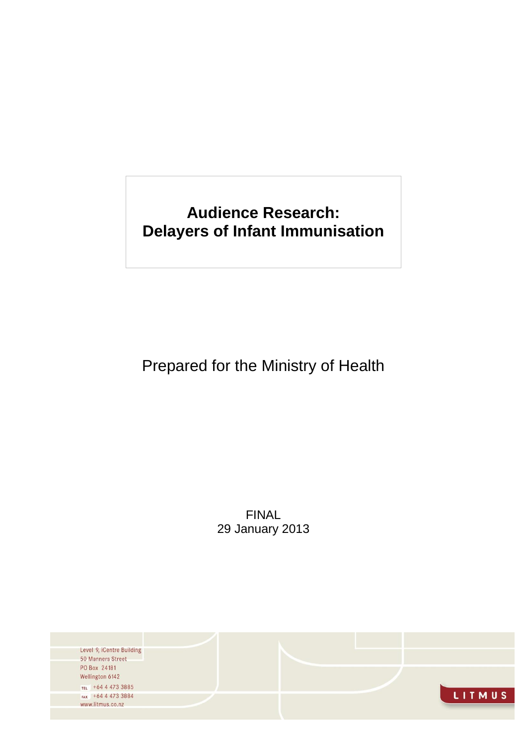# Audience Research: Delayers of Infant Immunisation

Prepared for the Ministry of Health

FINAL
29 January 2013

Level 9, iCentre Building
50 Manners Street
PO Box 24181
Wellington 6142
TEL +64 4 473 3885
FAX +64 4 473 3884
www.litmus.co.nz

LITMUS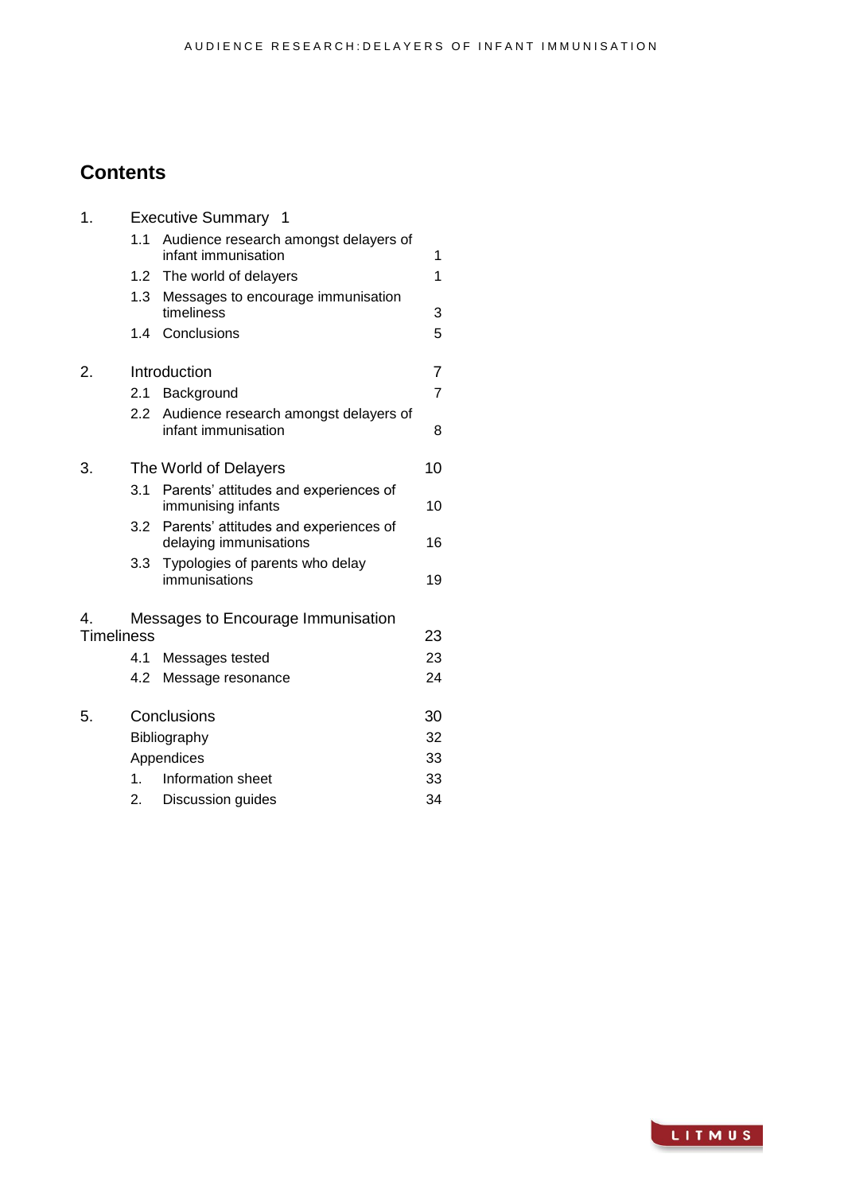## Contents

| | | | |
|---|---|---|---|
| 1. | Executive Summary | | 1 |
| | 1.1 | Audience research amongst delayers of infant immunisation | 1 |
| | 1.2 | The world of delayers | 1 |
| | 1.3 | Messages to encourage immunisation timeliness | 3 |
| | 1.4 | Conclusions | 5 |
| 2. | Introduction | | 7 |
| | 2.1 | Background | 7 |
| | 2.2 | Audience research amongst delayers of infant immunisation | 8 |
| 3. | The World of Delayers | | 10 |
| | 3.1 | Parents' attitudes and experiences of immunising infants | 10 |
| | 3.2 | Parents' attitudes and experiences of delaying immunisations | 16 |
| | 3.3 | Typologies of parents who delay immunisations | 19 |
| 4. | Messages to Encourage Immunisation Timeliness | | 23 |
| | 4.1 | Messages tested | 23 |
| | 4.2 | Message resonance | 24 |
| 5. | Conclusions | | 30 |
| | Bibliography | | 32 |
| | Appendices | | 33 |
| | 1. | Information sheet | 33 |
| | 2. | Discussion guides | 34 |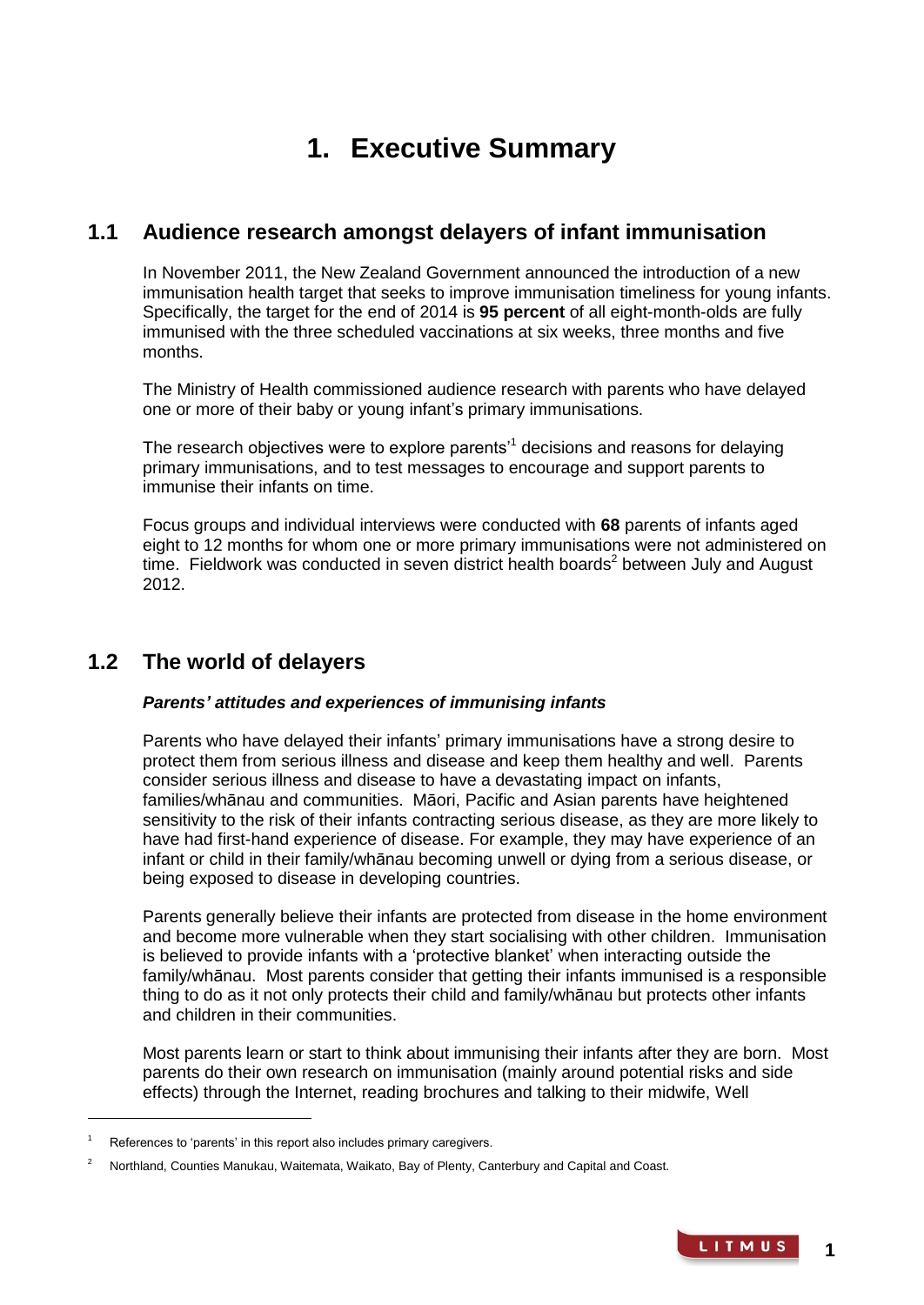# 1. Executive Summary

## 1.1 Audience research amongst delayers of infant immunisation

In November 2011, the New Zealand Government announced the introduction of a new immunisation health target that seeks to improve immunisation timeliness for young infants. Specifically, the target for the end of 2014 is **95 percent** of all eight-month-olds are fully immunised with the three scheduled vaccinations at six weeks, three months and five months.

The Ministry of Health commissioned audience research with parents who have delayed one or more of their baby or young infant's primary immunisations.

The research objectives were to explore parents'[1] decisions and reasons for delaying primary immunisations, and to test messages to encourage and support parents to immunise their infants on time.

Focus groups and individual interviews were conducted with **68** parents of infants aged eight to 12 months for whom one or more primary immunisations were not administered on time. Fieldwork was conducted in seven district health boards[2] between July and August 2012.

## 1.2 The world of delayers

***Parents' attitudes and experiences of immunising infants***

Parents who have delayed their infants' primary immunisations have a strong desire to protect them from serious illness and disease and keep them healthy and well. Parents consider serious illness and disease to have a devastating impact on infants, families/whānau and communities. Māori, Pacific and Asian parents have heightened sensitivity to the risk of their infants contracting serious disease, as they are more likely to have had first-hand experience of disease. For example, they may have experience of an infant or child in their family/whānau becoming unwell or dying from a serious disease, or being exposed to disease in developing countries.

Parents generally believe their infants are protected from disease in the home environment and become more vulnerable when they start socialising with other children. Immunisation is believed to provide infants with a 'protective blanket' when interacting outside the family/whānau. Most parents consider that getting their infants immunised is a responsible thing to do as it not only protects their child and family/whānau but protects other infants and children in their communities.

Most parents learn or start to think about immunising their infants after they are born. Most parents do their own research on immunisation (mainly around potential risks and side effects) through the Internet, reading brochures and talking to their midwife, Well

[1] References to 'parents' in this report also includes primary caregivers.

[2] Northland, Counties Manukau, Waitemata, Waikato, Bay of Plenty, Canterbury and Capital and Coast.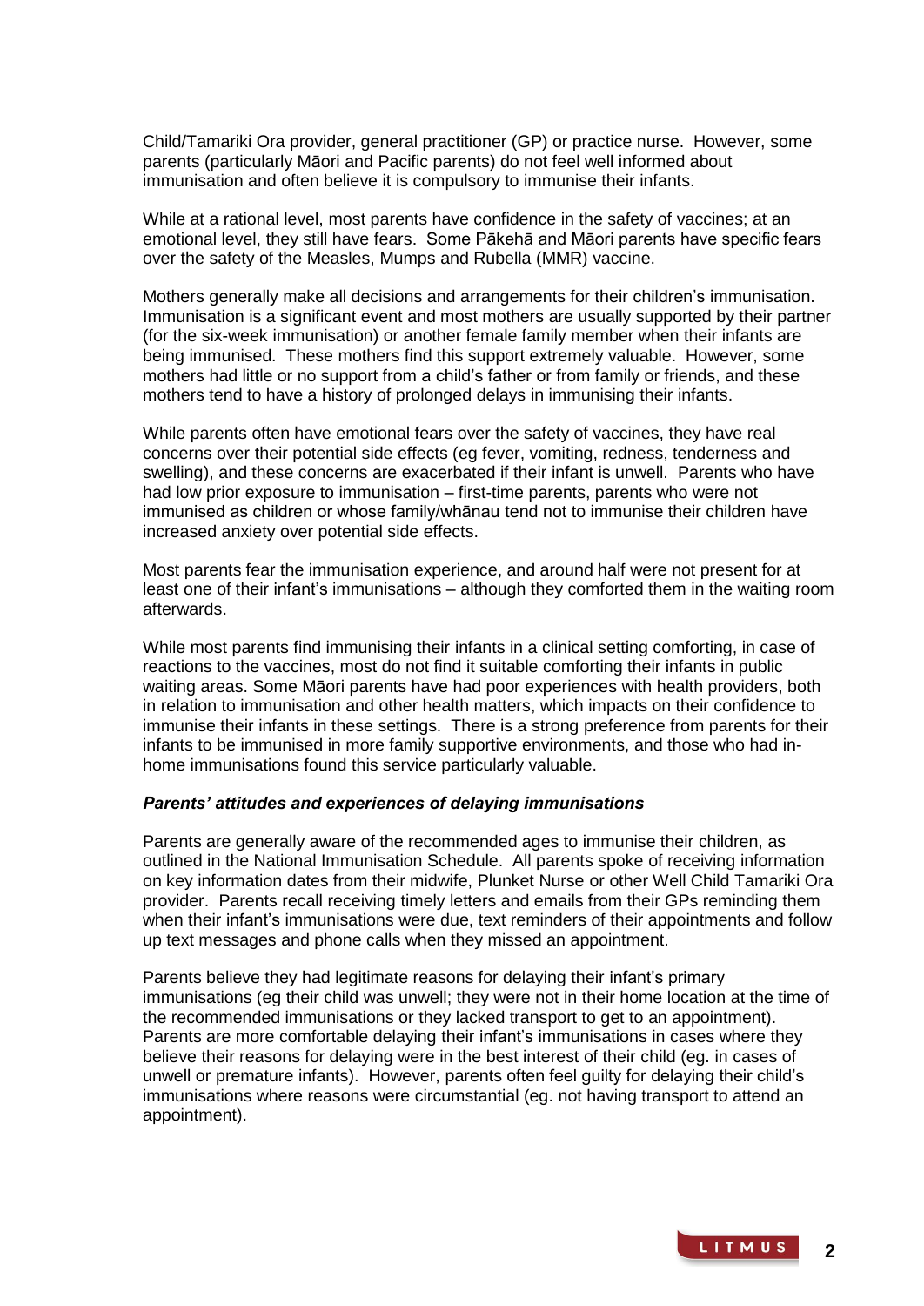Child/Tamariki Ora provider, general practitioner (GP) or practice nurse. However, some parents (particularly Māori and Pacific parents) do not feel well informed about immunisation and often believe it is compulsory to immunise their infants.

While at a rational level, most parents have confidence in the safety of vaccines; at an emotional level, they still have fears. Some Pākehā and Māori parents have specific fears over the safety of the Measles, Mumps and Rubella (MMR) vaccine.

Mothers generally make all decisions and arrangements for their children's immunisation. Immunisation is a significant event and most mothers are usually supported by their partner (for the six-week immunisation) or another female family member when their infants are being immunised. These mothers find this support extremely valuable. However, some mothers had little or no support from a child's father or from family or friends, and these mothers tend to have a history of prolonged delays in immunising their infants.

While parents often have emotional fears over the safety of vaccines, they have real concerns over their potential side effects (eg fever, vomiting, redness, tenderness and swelling), and these concerns are exacerbated if their infant is unwell. Parents who have had low prior exposure to immunisation – first-time parents, parents who were not immunised as children or whose family/whānau tend not to immunise their children have increased anxiety over potential side effects.

Most parents fear the immunisation experience, and around half were not present for at least one of their infant's immunisations – although they comforted them in the waiting room afterwards.

While most parents find immunising their infants in a clinical setting comforting, in case of reactions to the vaccines, most do not find it suitable comforting their infants in public waiting areas. Some Māori parents have had poor experiences with health providers, both in relation to immunisation and other health matters, which impacts on their confidence to immunise their infants in these settings. There is a strong preference from parents for their infants to be immunised in more family supportive environments, and those who had in-home immunisations found this service particularly valuable.

***Parents' attitudes and experiences of delaying immunisations***

Parents are generally aware of the recommended ages to immunise their children, as outlined in the National Immunisation Schedule. All parents spoke of receiving information on key information dates from their midwife, Plunket Nurse or other Well Child Tamariki Ora provider. Parents recall receiving timely letters and emails from their GPs reminding them when their infant's immunisations were due, text reminders of their appointments and follow up text messages and phone calls when they missed an appointment.

Parents believe they had legitimate reasons for delaying their infant's primary immunisations (eg their child was unwell; they were not in their home location at the time of the recommended immunisations or they lacked transport to get to an appointment). Parents are more comfortable delaying their infant's immunisations in cases where they believe their reasons for delaying were in the best interest of their child (eg. in cases of unwell or premature infants). However, parents often feel guilty for delaying their child's immunisations where reasons were circumstantial (eg. not having transport to attend an appointment).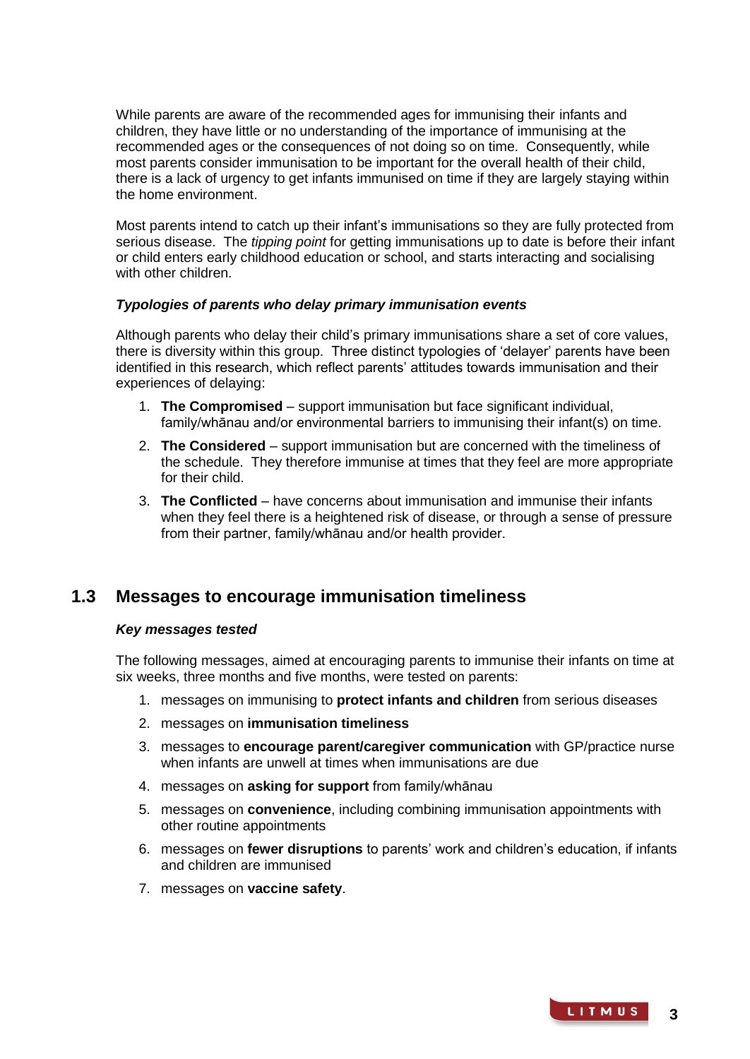While parents are aware of the recommended ages for immunising their infants and children, they have little or no understanding of the importance of immunising at the recommended ages or the consequences of not doing so on time. Consequently, while most parents consider immunisation to be important for the overall health of their child, there is a lack of urgency to get infants immunised on time if they are largely staying within the home environment.

Most parents intend to catch up their infant's immunisations so they are fully protected from serious disease. The *tipping point* for getting immunisations up to date is before their infant or child enters early childhood education or school, and starts interacting and socialising with other children.

***Typologies of parents who delay primary immunisation events***

Although parents who delay their child's primary immunisations share a set of core values, there is diversity within this group. Three distinct typologies of 'delayer' parents have been identified in this research, which reflect parents' attitudes towards immunisation and their experiences of delaying:

1. **The Compromised** – support immunisation but face significant individual, family/whānau and/or environmental barriers to immunising their infant(s) on time.
2. **The Considered** – support immunisation but are concerned with the timeliness of the schedule. They therefore immunise at times that they feel are more appropriate for their child.
3. **The Conflicted** – have concerns about immunisation and immunise their infants when they feel there is a heightened risk of disease, or through a sense of pressure from their partner, family/whānau and/or health provider.

## 1.3 Messages to encourage immunisation timeliness

***Key messages tested***

The following messages, aimed at encouraging parents to immunise their infants on time at six weeks, three months and five months, were tested on parents:

1. messages on immunising to **protect infants and children** from serious diseases
2. messages on **immunisation timeliness**
3. messages to **encourage parent/caregiver communication** with GP/practice nurse when infants are unwell at times when immunisations are due
4. messages on **asking for support** from family/whānau
5. messages on **convenience**, including combining immunisation appointments with other routine appointments
6. messages on **fewer disruptions** to parents' work and children's education, if infants and children are immunised
7. messages on **vaccine safety**.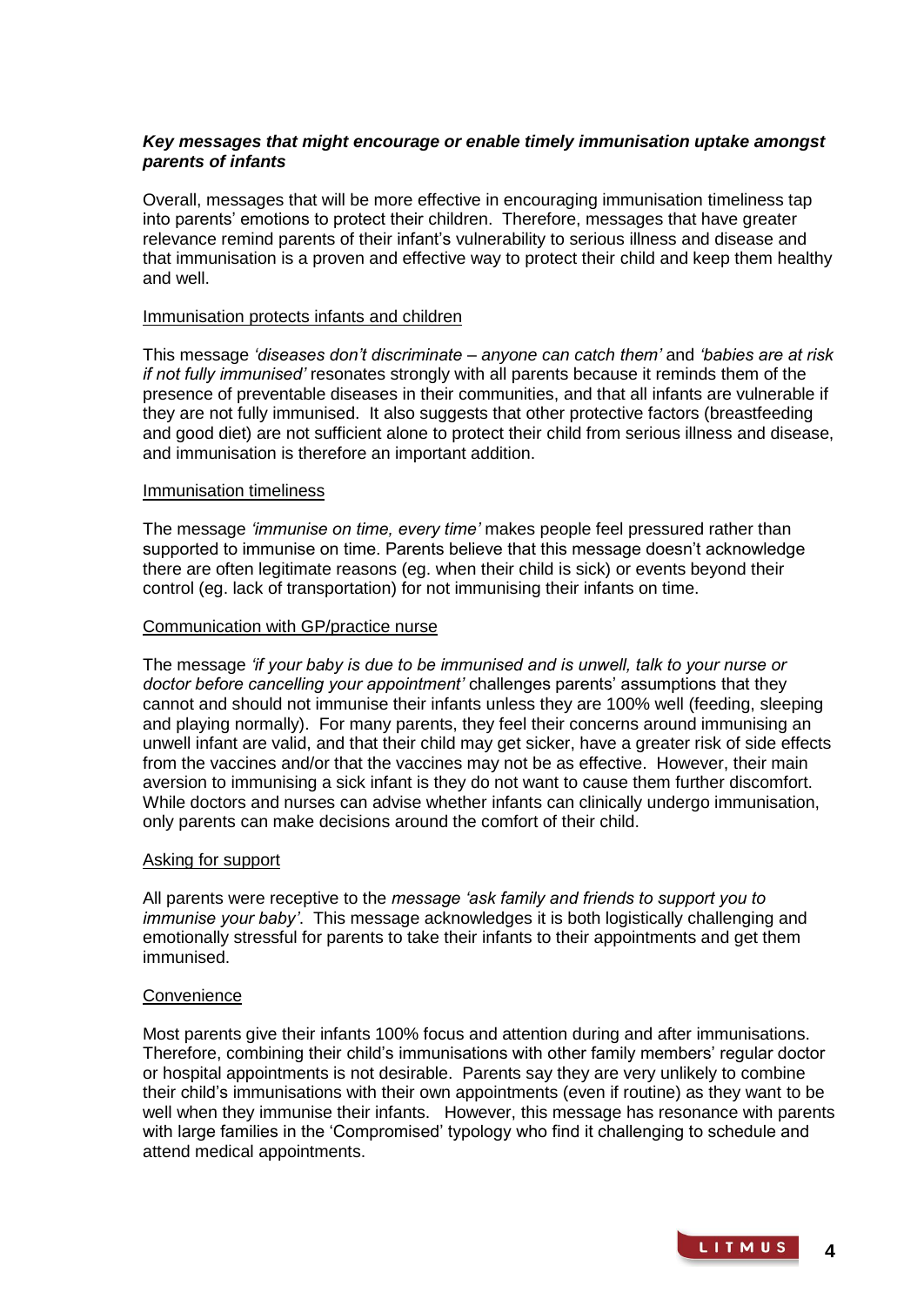### ***Key messages that might encourage or enable timely immunisation uptake amongst parents of infants***

Overall, messages that will be more effective in encouraging immunisation timeliness tap into parents' emotions to protect their children. Therefore, messages that have greater relevance remind parents of their infant's vulnerability to serious illness and disease and that immunisation is a proven and effective way to protect their child and keep them healthy and well.

#### Immunisation protects infants and children

This message *'diseases don't discriminate – anyone can catch them'* and *'babies are at risk if not fully immunised'* resonates strongly with all parents because it reminds them of the presence of preventable diseases in their communities, and that all infants are vulnerable if they are not fully immunised. It also suggests that other protective factors (breastfeeding and good diet) are not sufficient alone to protect their child from serious illness and disease, and immunisation is therefore an important addition.

#### Immunisation timeliness

The message *'immunise on time, every time'* makes people feel pressured rather than supported to immunise on time. Parents believe that this message doesn't acknowledge there are often legitimate reasons (eg. when their child is sick) or events beyond their control (eg. lack of transportation) for not immunising their infants on time.

#### Communication with GP/practice nurse

The message *'if your baby is due to be immunised and is unwell, talk to your nurse or doctor before cancelling your appointment'* challenges parents' assumptions that they cannot and should not immunise their infants unless they are 100% well (feeding, sleeping and playing normally). For many parents, they feel their concerns around immunising an unwell infant are valid, and that their child may get sicker, have a greater risk of side effects from the vaccines and/or that the vaccines may not be as effective. However, their main aversion to immunising a sick infant is they do not want to cause them further discomfort. While doctors and nurses can advise whether infants can clinically undergo immunisation, only parents can make decisions around the comfort of their child.

#### Asking for support

All parents were receptive to the *message 'ask family and friends to support you to immunise your baby'*. This message acknowledges it is both logistically challenging and emotionally stressful for parents to take their infants to their appointments and get them immunised.

#### Convenience

Most parents give their infants 100% focus and attention during and after immunisations. Therefore, combining their child's immunisations with other family members' regular doctor or hospital appointments is not desirable. Parents say they are very unlikely to combine their child's immunisations with their own appointments (even if routine) as they want to be well when they immunise their infants. However, this message has resonance with parents with large families in the 'Compromised' typology who find it challenging to schedule and attend medical appointments.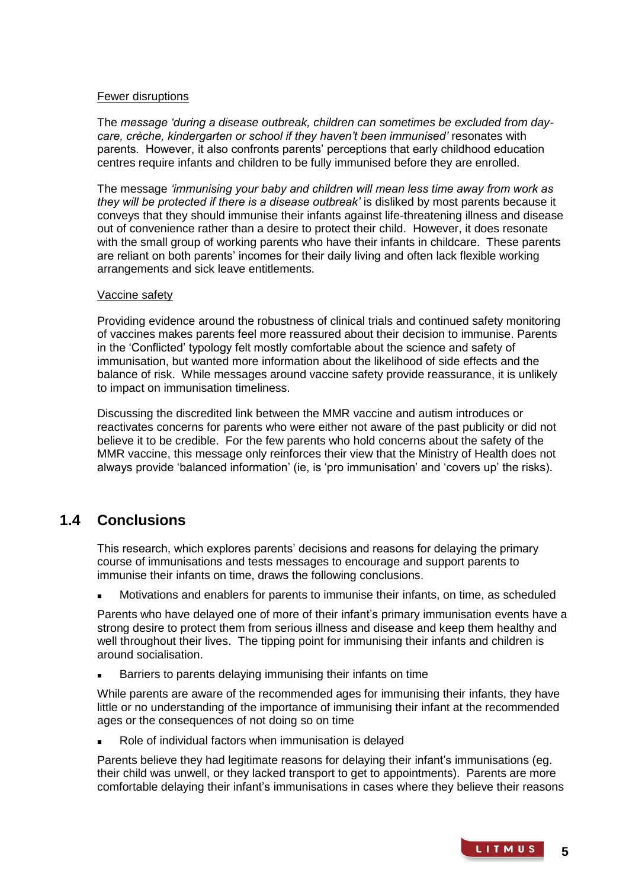Fewer disruptions

The message *'during a disease outbreak, children can sometimes be excluded from day-care, crèche, kindergarten or school if they haven't been immunised'* resonates with parents. However, it also confronts parents' perceptions that early childhood education centres require infants and children to be fully immunised before they are enrolled.

The message *'immunising your baby and children will mean less time away from work as they will be protected if there is a disease outbreak'* is disliked by most parents because it conveys that they should immunise their infants against life-threatening illness and disease out of convenience rather than a desire to protect their child. However, it does resonate with the small group of working parents who have their infants in childcare. These parents are reliant on both parents' incomes for their daily living and often lack flexible working arrangements and sick leave entitlements.

Vaccine safety

Providing evidence around the robustness of clinical trials and continued safety monitoring of vaccines makes parents feel more reassured about their decision to immunise. Parents in the 'Conflicted' typology felt mostly comfortable about the science and safety of immunisation, but wanted more information about the likelihood of side effects and the balance of risk. While messages around vaccine safety provide reassurance, it is unlikely to impact on immunisation timeliness.

Discussing the discredited link between the MMR vaccine and autism introduces or reactivates concerns for parents who were either not aware of the past publicity or did not believe it to be credible. For the few parents who hold concerns about the safety of the MMR vaccine, this message only reinforces their view that the Ministry of Health does not always provide 'balanced information' (ie, is 'pro immunisation' and 'covers up' the risks).

## 1.4 Conclusions

This research, which explores parents' decisions and reasons for delaying the primary course of immunisations and tests messages to encourage and support parents to immunise their infants on time, draws the following conclusions.

- Motivations and enablers for parents to immunise their infants, on time, as scheduled

Parents who have delayed one of more of their infant's primary immunisation events have a strong desire to protect them from serious illness and disease and keep them healthy and well throughout their lives. The tipping point for immunising their infants and children is around socialisation.

- Barriers to parents delaying immunising their infants on time

While parents are aware of the recommended ages for immunising their infants, they have little or no understanding of the importance of immunising their infant at the recommended ages or the consequences of not doing so on time

- Role of individual factors when immunisation is delayed

Parents believe they had legitimate reasons for delaying their infant's immunisations (eg. their child was unwell, or they lacked transport to get to appointments). Parents are more comfortable delaying their infant's immunisations in cases where they believe their reasons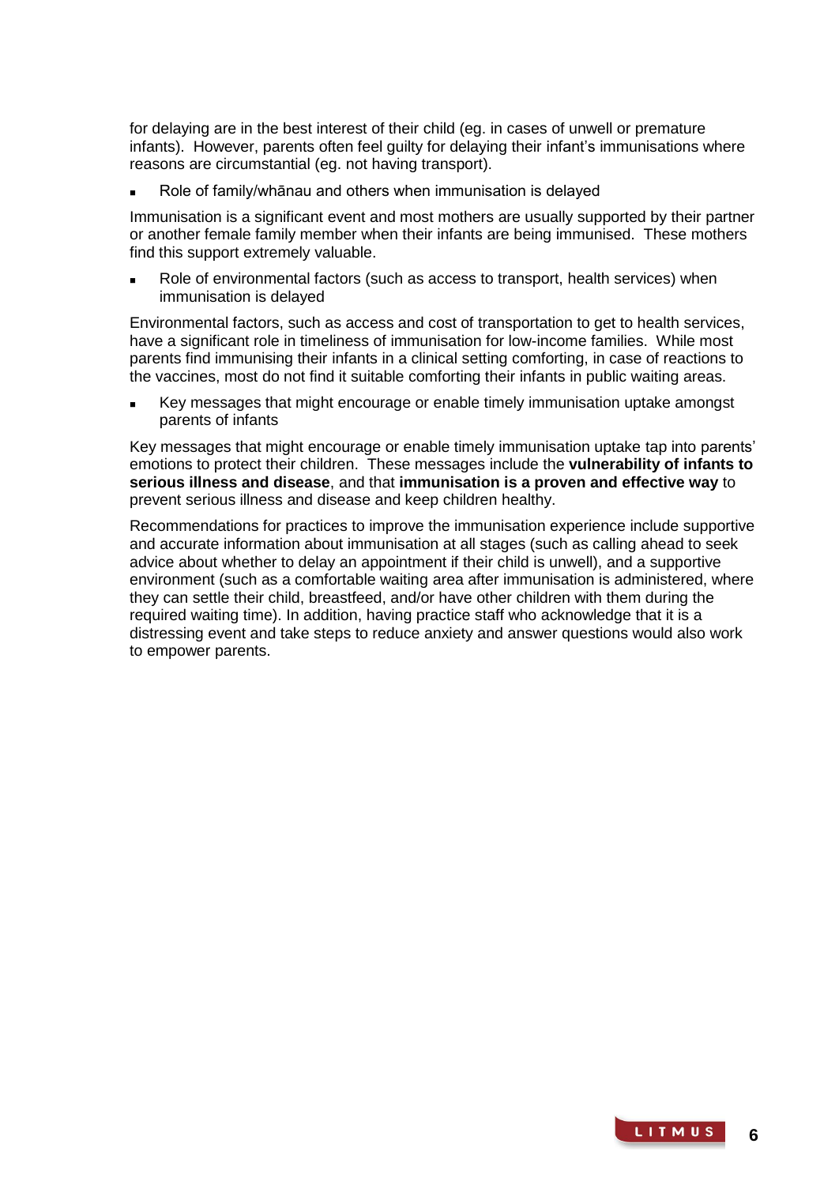for delaying are in the best interest of their child (eg. in cases of unwell or premature infants). However, parents often feel guilty for delaying their infant's immunisations where reasons are circumstantial (eg. not having transport).

- Role of family/whānau and others when immunisation is delayed

Immunisation is a significant event and most mothers are usually supported by their partner or another female family member when their infants are being immunised. These mothers find this support extremely valuable.

- Role of environmental factors (such as access to transport, health services) when immunisation is delayed

Environmental factors, such as access and cost of transportation to get to health services, have a significant role in timeliness of immunisation for low-income families. While most parents find immunising their infants in a clinical setting comforting, in case of reactions to the vaccines, most do not find it suitable comforting their infants in public waiting areas.

- Key messages that might encourage or enable timely immunisation uptake amongst parents of infants

Key messages that might encourage or enable timely immunisation uptake tap into parents' emotions to protect their children. These messages include the **vulnerability of infants to serious illness and disease**, and that **immunisation is a proven and effective way** to prevent serious illness and disease and keep children healthy.

Recommendations for practices to improve the immunisation experience include supportive and accurate information about immunisation at all stages (such as calling ahead to seek advice about whether to delay an appointment if their child is unwell), and a supportive environment (such as a comfortable waiting area after immunisation is administered, where they can settle their child, breastfeed, and/or have other children with them during the required waiting time). In addition, having practice staff who acknowledge that it is a distressing event and take steps to reduce anxiety and answer questions would also work to empower parents.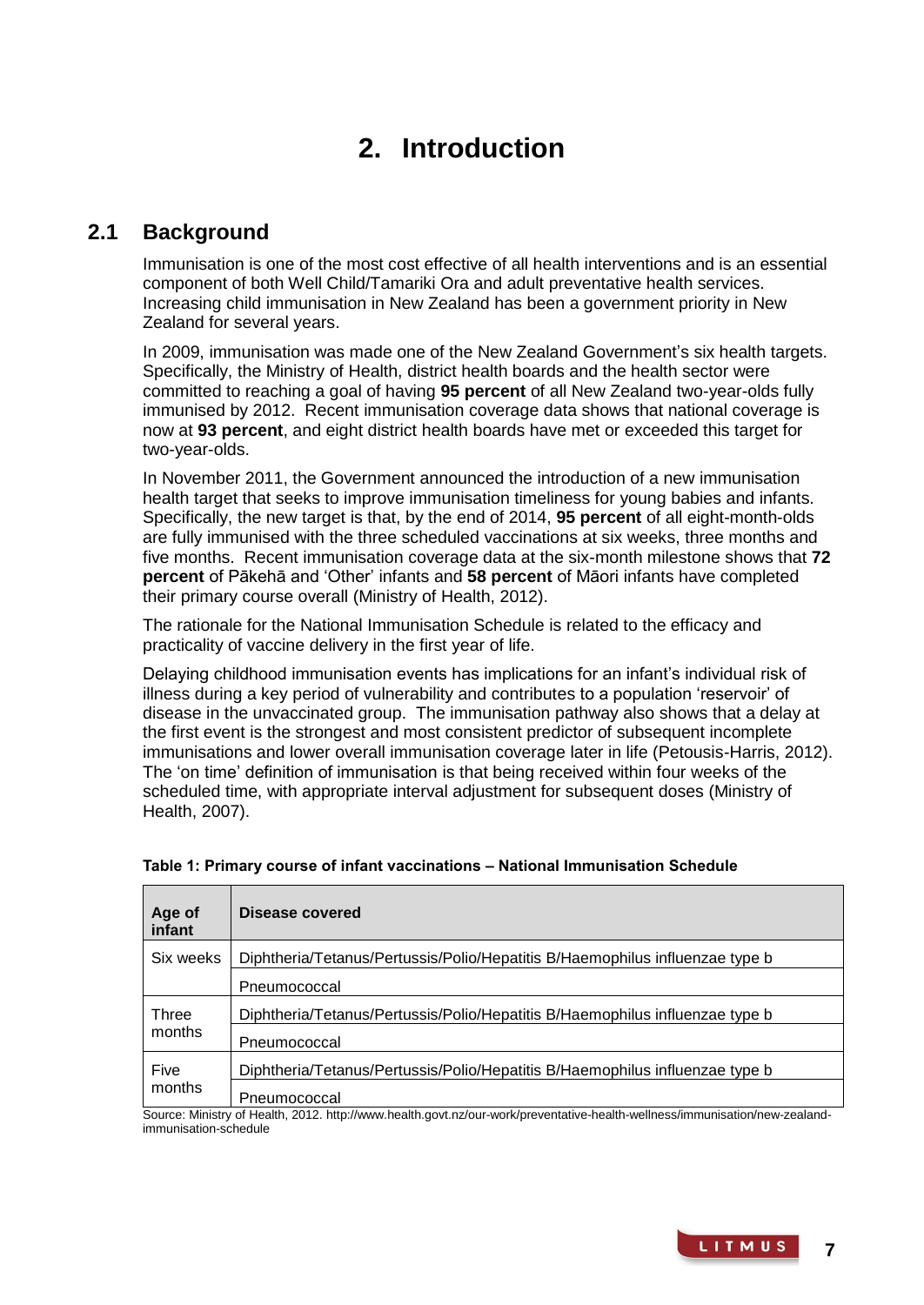# 2. Introduction

## 2.1 Background

Immunisation is one of the most cost effective of all health interventions and is an essential component of both Well Child/Tamariki Ora and adult preventative health services. Increasing child immunisation in New Zealand has been a government priority in New Zealand for several years.

In 2009, immunisation was made one of the New Zealand Government's six health targets. Specifically, the Ministry of Health, district health boards and the health sector were committed to reaching a goal of having **95 percent** of all New Zealand two-year-olds fully immunised by 2012. Recent immunisation coverage data shows that national coverage is now at **93 percent**, and eight district health boards have met or exceeded this target for two-year-olds.

In November 2011, the Government announced the introduction of a new immunisation health target that seeks to improve immunisation timeliness for young babies and infants. Specifically, the new target is that, by the end of 2014, **95 percent** of all eight-month-olds are fully immunised with the three scheduled vaccinations at six weeks, three months and five months. Recent immunisation coverage data at the six-month milestone shows that **72 percent** of Pākehā and 'Other' infants and **58 percent** of Māori infants have completed their primary course overall (Ministry of Health, 2012).

The rationale for the National Immunisation Schedule is related to the efficacy and practicality of vaccine delivery in the first year of life.

Delaying childhood immunisation events has implications for an infant's individual risk of illness during a key period of vulnerability and contributes to a population 'reservoir' of disease in the unvaccinated group. The immunisation pathway also shows that a delay at the first event is the strongest and most consistent predictor of subsequent incomplete immunisations and lower overall immunisation coverage later in life (Petousis-Harris, 2012). The 'on time' definition of immunisation is that being received within four weeks of the scheduled time, with appropriate interval adjustment for subsequent doses (Ministry of Health, 2007).

**Table 1: Primary course of infant vaccinations – National Immunisation Schedule**

| Age of infant | Disease covered |
|---|---|
| Six weeks | Diphtheria/Tetanus/Pertussis/Polio/Hepatitis B/Haemophilus influenzae type b |
| | Pneumococcal |
| Three months | Diphtheria/Tetanus/Pertussis/Polio/Hepatitis B/Haemophilus influenzae type b |
| | Pneumococcal |
| Five months | Diphtheria/Tetanus/Pertussis/Polio/Hepatitis B/Haemophilus influenzae type b |
| | Pneumococcal |

Source: Ministry of Health, 2012. http://www.health.govt.nz/our-work/preventative-health-wellness/immunisation/new-zealand-immunisation-schedule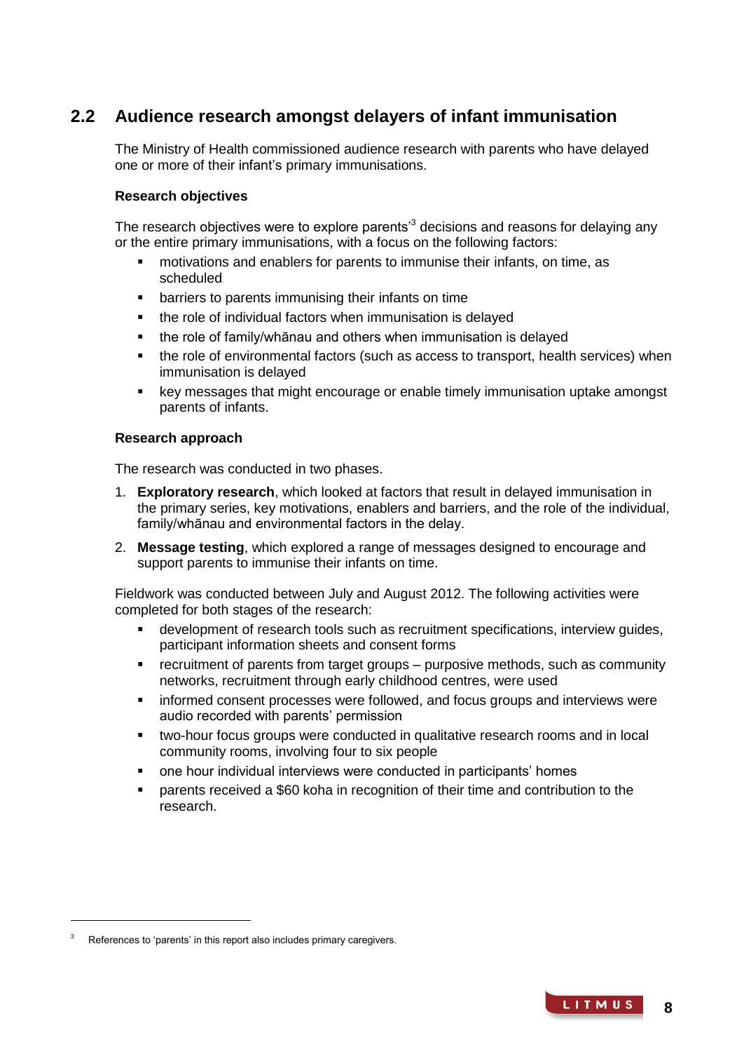## 2.2 Audience research amongst delayers of infant immunisation

The Ministry of Health commissioned audience research with parents who have delayed one or more of their infant's primary immunisations.

**Research objectives**

The research objectives were to explore parents'[3] decisions and reasons for delaying any or the entire primary immunisations, with a focus on the following factors:

- motivations and enablers for parents to immunise their infants, on time, as scheduled
- barriers to parents immunising their infants on time
- the role of individual factors when immunisation is delayed
- the role of family/whānau and others when immunisation is delayed
- the role of environmental factors (such as access to transport, health services) when immunisation is delayed
- key messages that might encourage or enable timely immunisation uptake amongst parents of infants.

**Research approach**

The research was conducted in two phases.

1. **Exploratory research**, which looked at factors that result in delayed immunisation in the primary series, key motivations, enablers and barriers, and the role of the individual, family/whānau and environmental factors in the delay.
2. **Message testing**, which explored a range of messages designed to encourage and support parents to immunise their infants on time.

Fieldwork was conducted between July and August 2012. The following activities were completed for both stages of the research:

- development of research tools such as recruitment specifications, interview guides, participant information sheets and consent forms
- recruitment of parents from target groups – purposive methods, such as community networks, recruitment through early childhood centres, were used
- informed consent processes were followed, and focus groups and interviews were audio recorded with parents' permission
- two-hour focus groups were conducted in qualitative research rooms and in local community rooms, involving four to six people
- one hour individual interviews were conducted in participants' homes
- parents received a $60 koha in recognition of their time and contribution to the research.

[3] References to 'parents' in this report also includes primary caregivers.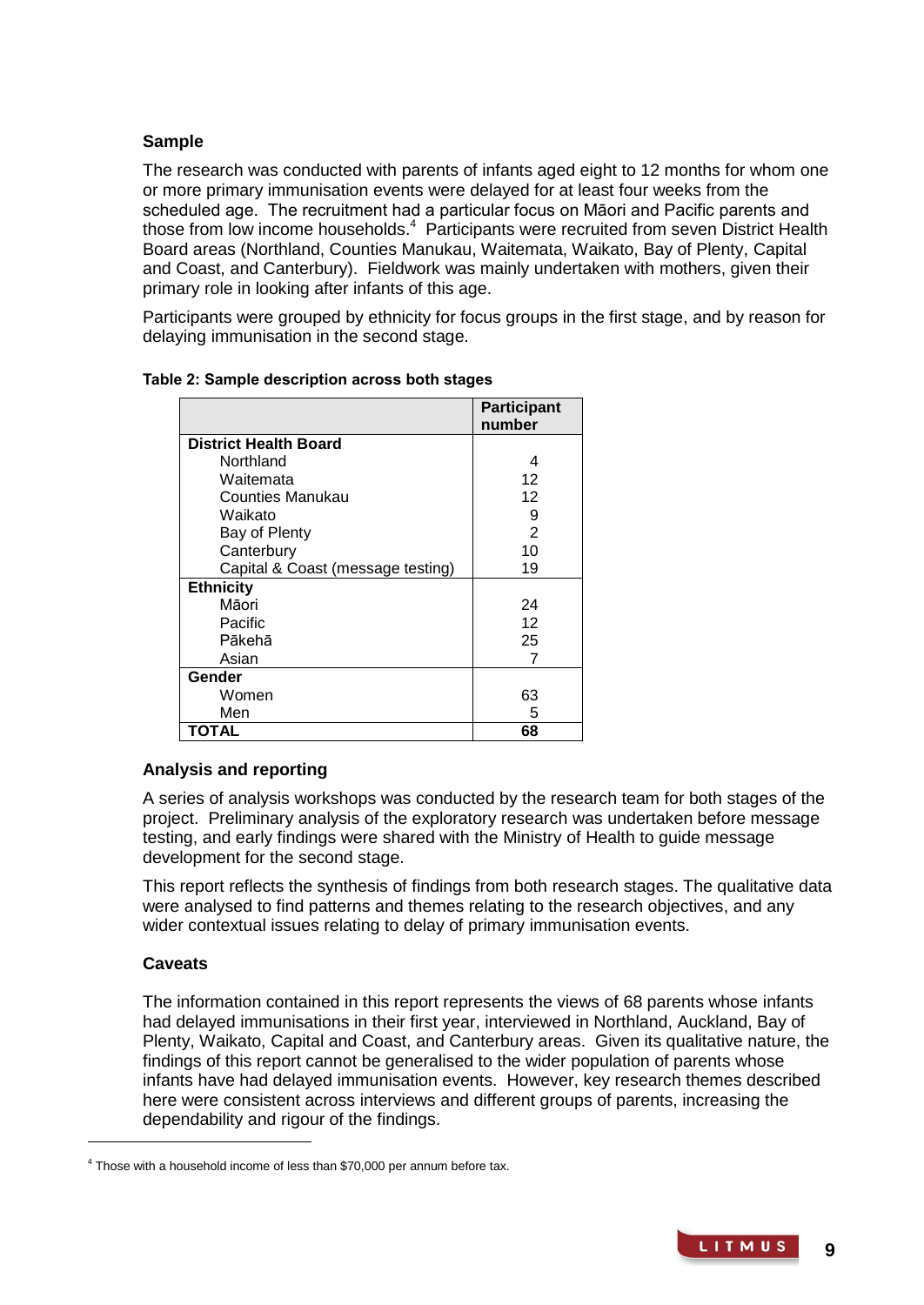### Sample

The research was conducted with parents of infants aged eight to 12 months for whom one or more primary immunisation events were delayed for at least four weeks from the scheduled age. The recruitment had a particular focus on Māori and Pacific parents and those from low income households.[4] Participants were recruited from seven District Health Board areas (Northland, Counties Manukau, Waitemata, Waikato, Bay of Plenty, Capital and Coast, and Canterbury). Fieldwork was mainly undertaken with mothers, given their primary role in looking after infants of this age.

Participants were grouped by ethnicity for focus groups in the first stage, and by reason for delaying immunisation in the second stage.

**Table 2: Sample description across both stages**

| | Participant number |
|---|---|
| **District Health Board** | |
| Northland | 4 |
| Waitemata | 12 |
| Counties Manukau | 12 |
| Waikato | 9 |
| Bay of Plenty | 2 |
| Canterbury | 10 |
| Capital & Coast (message testing) | 19 |
| **Ethnicity** | |
| Māori | 24 |
| Pacific | 12 |
| Pākehā | 25 |
| Asian | 7 |
| **Gender** | |
| Women | 63 |
| Men | 5 |
| **TOTAL** | **68** |

### Analysis and reporting

A series of analysis workshops was conducted by the research team for both stages of the project. Preliminary analysis of the exploratory research was undertaken before message testing, and early findings were shared with the Ministry of Health to guide message development for the second stage.

This report reflects the synthesis of findings from both research stages. The qualitative data were analysed to find patterns and themes relating to the research objectives, and any wider contextual issues relating to delay of primary immunisation events.

### Caveats

The information contained in this report represents the views of 68 parents whose infants had delayed immunisations in their first year, interviewed in Northland, Auckland, Bay of Plenty, Waikato, Capital and Coast, and Canterbury areas. Given its qualitative nature, the findings of this report cannot be generalised to the wider population of parents whose infants have had delayed immunisation events. However, key research themes described here were consistent across interviews and different groups of parents, increasing the dependability and rigour of the findings.

---

[4] Those with a household income of less than $70,000 per annum before tax.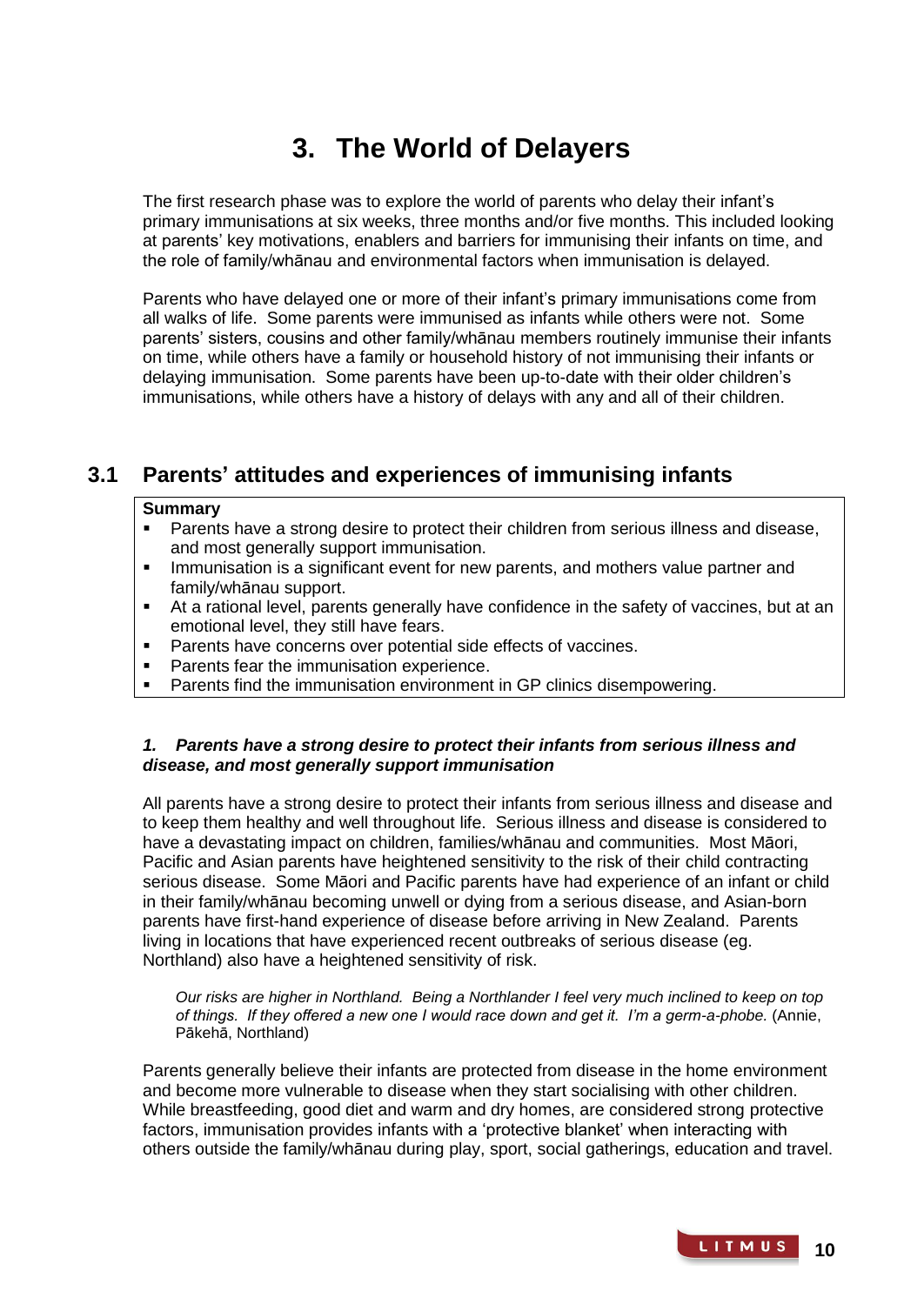# 3. The World of Delayers

The first research phase was to explore the world of parents who delay their infant's primary immunisations at six weeks, three months and/or five months. This included looking at parents' key motivations, enablers and barriers for immunising their infants on time, and the role of family/whānau and environmental factors when immunisation is delayed.

Parents who have delayed one or more of their infant's primary immunisations come from all walks of life. Some parents were immunised as infants while others were not. Some parents' sisters, cousins and other family/whānau members routinely immunise their infants on time, while others have a family or household history of not immunising their infants or delaying immunisation. Some parents have been up-to-date with their older children's immunisations, while others have a history of delays with any and all of their children.

## 3.1 Parents' attitudes and experiences of immunising infants

**Summary**

- Parents have a strong desire to protect their children from serious illness and disease, and most generally support immunisation.
- Immunisation is a significant event for new parents, and mothers value partner and family/whānau support.
- At a rational level, parents generally have confidence in the safety of vaccines, but at an emotional level, they still have fears.
- Parents have concerns over potential side effects of vaccines.
- Parents fear the immunisation experience.
- Parents find the immunisation environment in GP clinics disempowering.

***1. Parents have a strong desire to protect their infants from serious illness and disease, and most generally support immunisation***

All parents have a strong desire to protect their infants from serious illness and disease and to keep them healthy and well throughout life. Serious illness and disease is considered to have a devastating impact on children, families/whānau and communities. Most Māori, Pacific and Asian parents have heightened sensitivity to the risk of their child contracting serious disease. Some Māori and Pacific parents have had experience of an infant or child in their family/whānau becoming unwell or dying from a serious disease, and Asian-born parents have first-hand experience of disease before arriving in New Zealand. Parents living in locations that have experienced recent outbreaks of serious disease (eg. Northland) also have a heightened sensitivity of risk.

> *Our risks are higher in Northland. Being a Northlander I feel very much inclined to keep on top of things. If they offered a new one I would race down and get it. I'm a germ-a-phobe.* (Annie, Pākehā, Northland)

Parents generally believe their infants are protected from disease in the home environment and become more vulnerable to disease when they start socialising with other children. While breastfeeding, good diet and warm and dry homes, are considered strong protective factors, immunisation provides infants with a 'protective blanket' when interacting with others outside the family/whānau during play, sport, social gatherings, education and travel.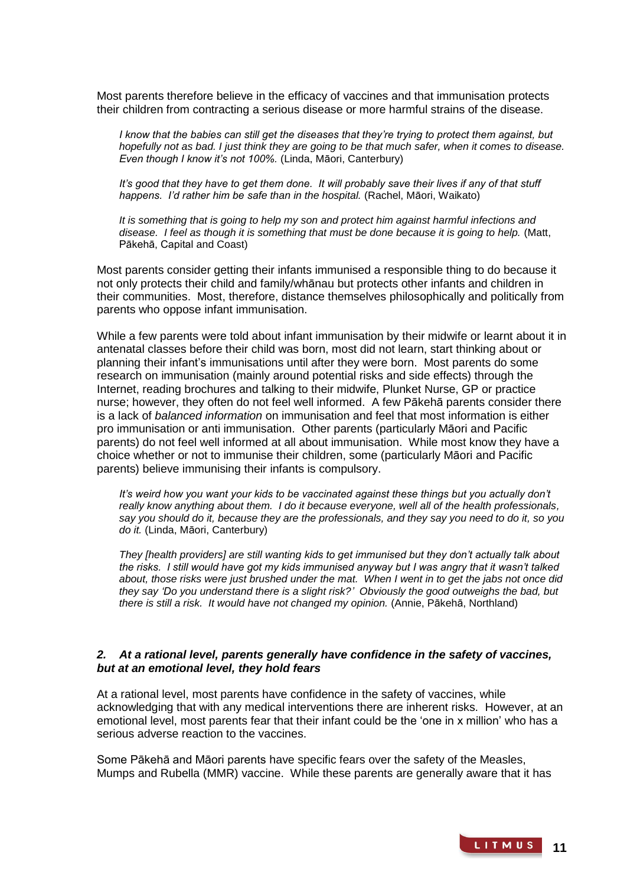Most parents therefore believe in the efficacy of vaccines and that immunisation protects their children from contracting a serious disease or more harmful strains of the disease.

> *I know that the babies can still get the diseases that they're trying to protect them against, but hopefully not as bad. I just think they are going to be that much safer, when it comes to disease. Even though I know it's not 100%.* (Linda, Māori, Canterbury)

> *It's good that they have to get them done. It will probably save their lives if any of that stuff happens. I'd rather him be safe than in the hospital.* (Rachel, Māori, Waikato)

> *It is something that is going to help my son and protect him against harmful infections and disease. I feel as though it is something that must be done because it is going to help.* (Matt, Pākehā, Capital and Coast)

Most parents consider getting their infants immunised a responsible thing to do because it not only protects their child and family/whānau but protects other infants and children in their communities. Most, therefore, distance themselves philosophically and politically from parents who oppose infant immunisation.

While a few parents were told about infant immunisation by their midwife or learnt about it in antenatal classes before their child was born, most did not learn, start thinking about or planning their infant's immunisations until after they were born. Most parents do some research on immunisation (mainly around potential risks and side effects) through the Internet, reading brochures and talking to their midwife, Plunket Nurse, GP or practice nurse; however, they often do not feel well informed. A few Pākehā parents consider there is a lack of *balanced information* on immunisation and feel that most information is either pro immunisation or anti immunisation. Other parents (particularly Māori and Pacific parents) do not feel well informed at all about immunisation. While most know they have a choice whether or not to immunise their children, some (particularly Māori and Pacific parents) believe immunising their infants is compulsory.

> *It's weird how you want your kids to be vaccinated against these things but you actually don't really know anything about them. I do it because everyone, well all of the health professionals, say you should do it, because they are the professionals, and they say you need to do it, so you do it.* (Linda, Māori, Canterbury)

> *They [health providers] are still wanting kids to get immunised but they don't actually talk about the risks. I still would have got my kids immunised anyway but I was angry that it wasn't talked about, those risks were just brushed under the mat. When I went in to get the jabs not once did they say 'Do you understand there is a slight risk?' Obviously the good outweighs the bad, but there is still a risk. It would have not changed my opinion.* (Annie, Pākehā, Northland)

### *2. At a rational level, parents generally have confidence in the safety of vaccines, but at an emotional level, they hold fears*

At a rational level, most parents have confidence in the safety of vaccines, while acknowledging that with any medical interventions there are inherent risks. However, at an emotional level, most parents fear that their infant could be the 'one in x million' who has a serious adverse reaction to the vaccines.

Some Pākehā and Māori parents have specific fears over the safety of the Measles, Mumps and Rubella (MMR) vaccine. While these parents are generally aware that it has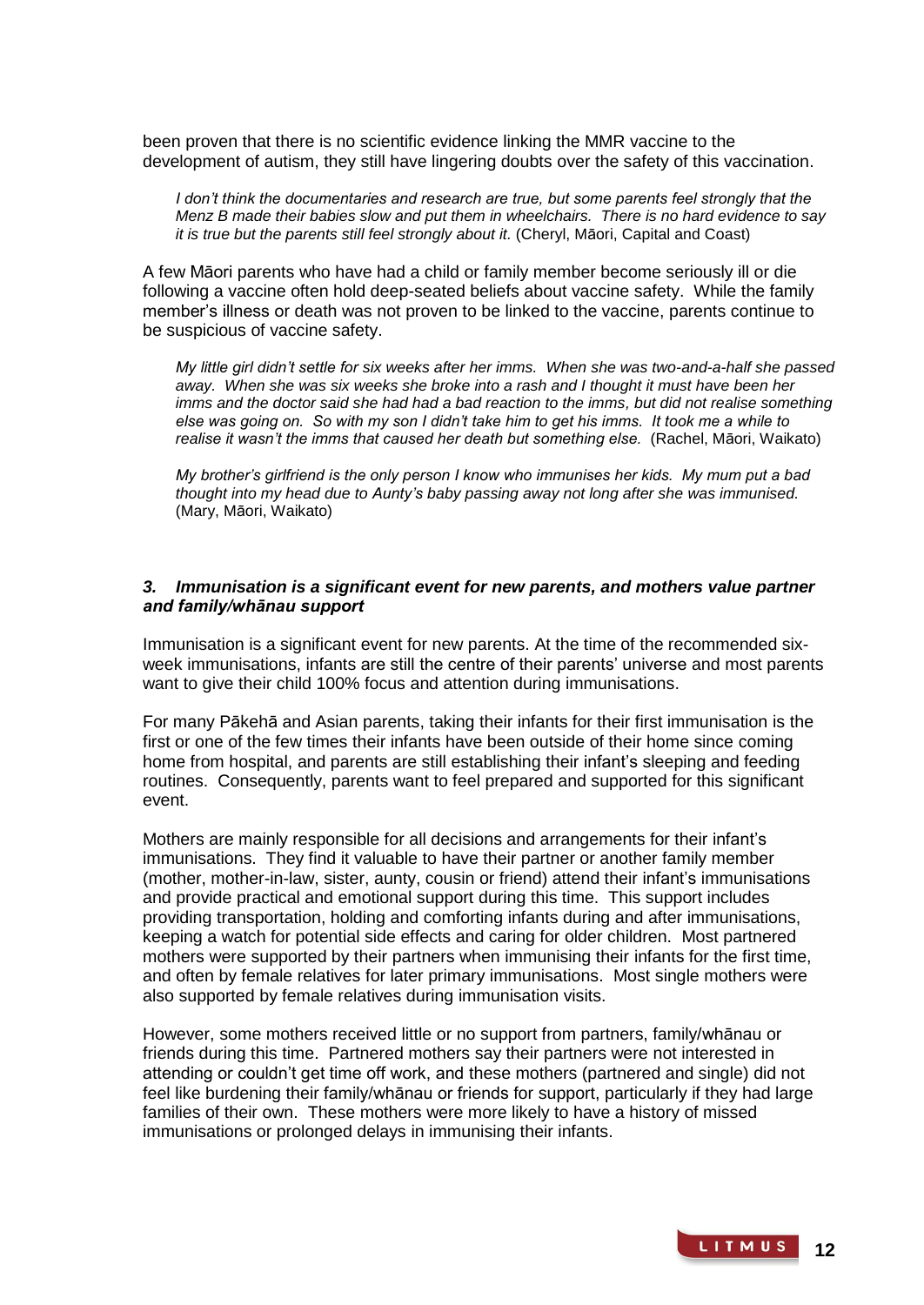been proven that there is no scientific evidence linking the MMR vaccine to the development of autism, they still have lingering doubts over the safety of this vaccination.

> *I don't think the documentaries and research are true, but some parents feel strongly that the Menz B made their babies slow and put them in wheelchairs. There is no hard evidence to say it is true but the parents still feel strongly about it.* (Cheryl, Māori, Capital and Coast)

A few Māori parents who have had a child or family member become seriously ill or die following a vaccine often hold deep-seated beliefs about vaccine safety. While the family member's illness or death was not proven to be linked to the vaccine, parents continue to be suspicious of vaccine safety.

> *My little girl didn't settle for six weeks after her imms. When she was two-and-a-half she passed away. When she was six weeks she broke into a rash and I thought it must have been her imms and the doctor said she had had a bad reaction to the imms, but did not realise something else was going on. So with my son I didn't take him to get his imms. It took me a while to realise it wasn't the imms that caused her death but something else.* (Rachel, Māori, Waikato)

> *My brother's girlfriend is the only person I know who immunises her kids. My mum put a bad thought into my head due to Aunty's baby passing away not long after she was immunised.* (Mary, Māori, Waikato)

### *3. Immunisation is a significant event for new parents, and mothers value partner and family/whānau support*

Immunisation is a significant event for new parents. At the time of the recommended six-week immunisations, infants are still the centre of their parents' universe and most parents want to give their child 100% focus and attention during immunisations.

For many Pākehā and Asian parents, taking their infants for their first immunisation is the first or one of the few times their infants have been outside of their home since coming home from hospital, and parents are still establishing their infant's sleeping and feeding routines. Consequently, parents want to feel prepared and supported for this significant event.

Mothers are mainly responsible for all decisions and arrangements for their infant's immunisations. They find it valuable to have their partner or another family member (mother, mother-in-law, sister, aunty, cousin or friend) attend their infant's immunisations and provide practical and emotional support during this time. This support includes providing transportation, holding and comforting infants during and after immunisations, keeping a watch for potential side effects and caring for older children. Most partnered mothers were supported by their partners when immunising their infants for the first time, and often by female relatives for later primary immunisations. Most single mothers were also supported by female relatives during immunisation visits.

However, some mothers received little or no support from partners, family/whānau or friends during this time. Partnered mothers say their partners were not interested in attending or couldn't get time off work, and these mothers (partnered and single) did not feel like burdening their family/whānau or friends for support, particularly if they had large families of their own. These mothers were more likely to have a history of missed immunisations or prolonged delays in immunising their infants.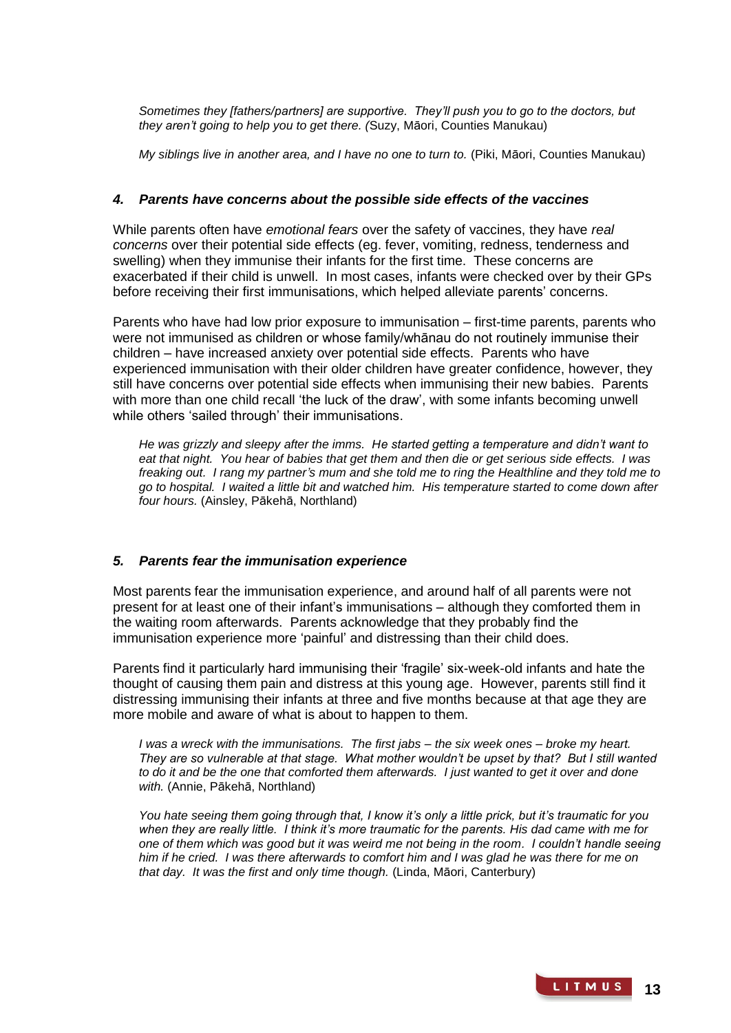*Sometimes they [fathers/partners] are supportive. They'll push you to go to the doctors, but they aren't going to help you to get there. (*Suzy, Māori, Counties Manukau)

*My siblings live in another area, and I have no one to turn to.* (Piki, Māori, Counties Manukau)

### *4. Parents have concerns about the possible side effects of the vaccines*

While parents often have *emotional fears* over the safety of vaccines, they have *real concerns* over their potential side effects (eg. fever, vomiting, redness, tenderness and swelling) when they immunise their infants for the first time. These concerns are exacerbated if their child is unwell. In most cases, infants were checked over by their GPs before receiving their first immunisations, which helped alleviate parents' concerns.

Parents who have had low prior exposure to immunisation – first-time parents, parents who were not immunised as children or whose family/whānau do not routinely immunise their children – have increased anxiety over potential side effects. Parents who have experienced immunisation with their older children have greater confidence, however, they still have concerns over potential side effects when immunising their new babies. Parents with more than one child recall 'the luck of the draw', with some infants becoming unwell while others 'sailed through' their immunisations.

*He was grizzly and sleepy after the imms. He started getting a temperature and didn't want to eat that night. You hear of babies that get them and then die or get serious side effects. I was freaking out. I rang my partner's mum and she told me to ring the Healthline and they told me to go to hospital. I waited a little bit and watched him. His temperature started to come down after four hours.* (Ainsley, Pākehā, Northland)

### *5. Parents fear the immunisation experience*

Most parents fear the immunisation experience, and around half of all parents were not present for at least one of their infant's immunisations – although they comforted them in the waiting room afterwards. Parents acknowledge that they probably find the immunisation experience more 'painful' and distressing than their child does.

Parents find it particularly hard immunising their 'fragile' six-week-old infants and hate the thought of causing them pain and distress at this young age. However, parents still find it distressing immunising their infants at three and five months because at that age they are more mobile and aware of what is about to happen to them.

*I was a wreck with the immunisations. The first jabs – the six week ones – broke my heart. They are so vulnerable at that stage. What mother wouldn't be upset by that? But I still wanted to do it and be the one that comforted them afterwards. I just wanted to get it over and done with.* (Annie, Pākehā, Northland)

*You hate seeing them going through that, I know it's only a little prick, but it's traumatic for you when they are really little. I think it's more traumatic for the parents. His dad came with me for one of them which was good but it was weird me not being in the room. I couldn't handle seeing him if he cried. I was there afterwards to comfort him and I was glad he was there for me on that day. It was the first and only time though.* (Linda, Māori, Canterbury)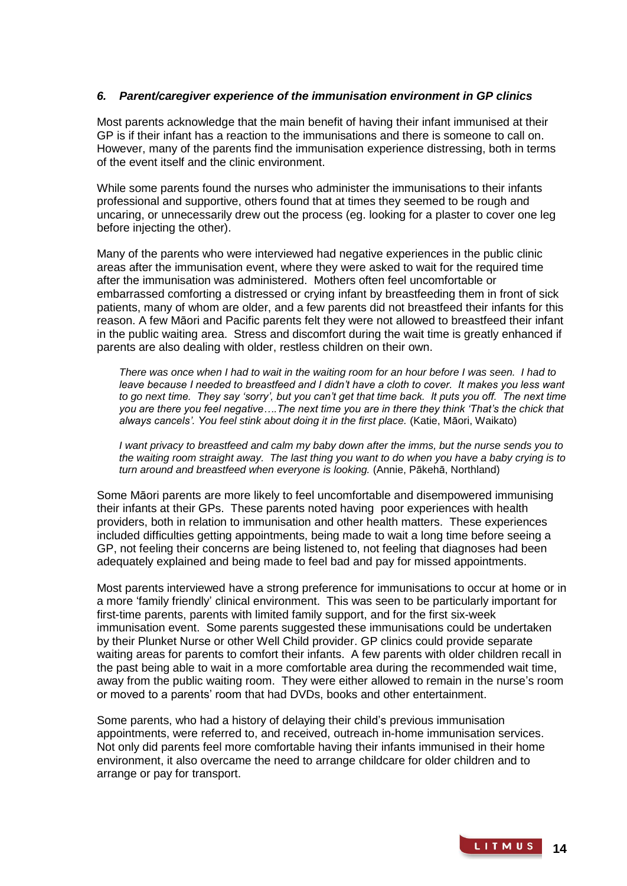### *6. Parent/caregiver experience of the immunisation environment in GP clinics*

Most parents acknowledge that the main benefit of having their infant immunised at their GP is if their infant has a reaction to the immunisations and there is someone to call on. However, many of the parents find the immunisation experience distressing, both in terms of the event itself and the clinic environment.

While some parents found the nurses who administer the immunisations to their infants professional and supportive, others found that at times they seemed to be rough and uncaring, or unnecessarily drew out the process (eg. looking for a plaster to cover one leg before injecting the other).

Many of the parents who were interviewed had negative experiences in the public clinic areas after the immunisation event, where they were asked to wait for the required time after the immunisation was administered. Mothers often feel uncomfortable or embarrassed comforting a distressed or crying infant by breastfeeding them in front of sick patients, many of whom are older, and a few parents did not breastfeed their infants for this reason. A few Māori and Pacific parents felt they were not allowed to breastfeed their infant in the public waiting area. Stress and discomfort during the wait time is greatly enhanced if parents are also dealing with older, restless children on their own.

> *There was once when I had to wait in the waiting room for an hour before I was seen. I had to leave because I needed to breastfeed and I didn't have a cloth to cover. It makes you less want to go next time. They say 'sorry', but you can't get that time back. It puts you off. The next time you are there you feel negative….The next time you are in there they think 'That's the chick that always cancels'. You feel stink about doing it in the first place.* (Katie, Māori, Waikato)

> *I want privacy to breastfeed and calm my baby down after the imms, but the nurse sends you to the waiting room straight away. The last thing you want to do when you have a baby crying is to turn around and breastfeed when everyone is looking.* (Annie, Pākehā, Northland)

Some Māori parents are more likely to feel uncomfortable and disempowered immunising their infants at their GPs. These parents noted having poor experiences with health providers, both in relation to immunisation and other health matters. These experiences included difficulties getting appointments, being made to wait a long time before seeing a GP, not feeling their concerns are being listened to, not feeling that diagnoses had been adequately explained and being made to feel bad and pay for missed appointments.

Most parents interviewed have a strong preference for immunisations to occur at home or in a more 'family friendly' clinical environment. This was seen to be particularly important for first-time parents, parents with limited family support, and for the first six-week immunisation event. Some parents suggested these immunisations could be undertaken by their Plunket Nurse or other Well Child provider. GP clinics could provide separate waiting areas for parents to comfort their infants. A few parents with older children recall in the past being able to wait in a more comfortable area during the recommended wait time, away from the public waiting room. They were either allowed to remain in the nurse's room or moved to a parents' room that had DVDs, books and other entertainment.

Some parents, who had a history of delaying their child's previous immunisation appointments, were referred to, and received, outreach in-home immunisation services. Not only did parents feel more comfortable having their infants immunised in their home environment, it also overcame the need to arrange childcare for older children and to arrange or pay for transport.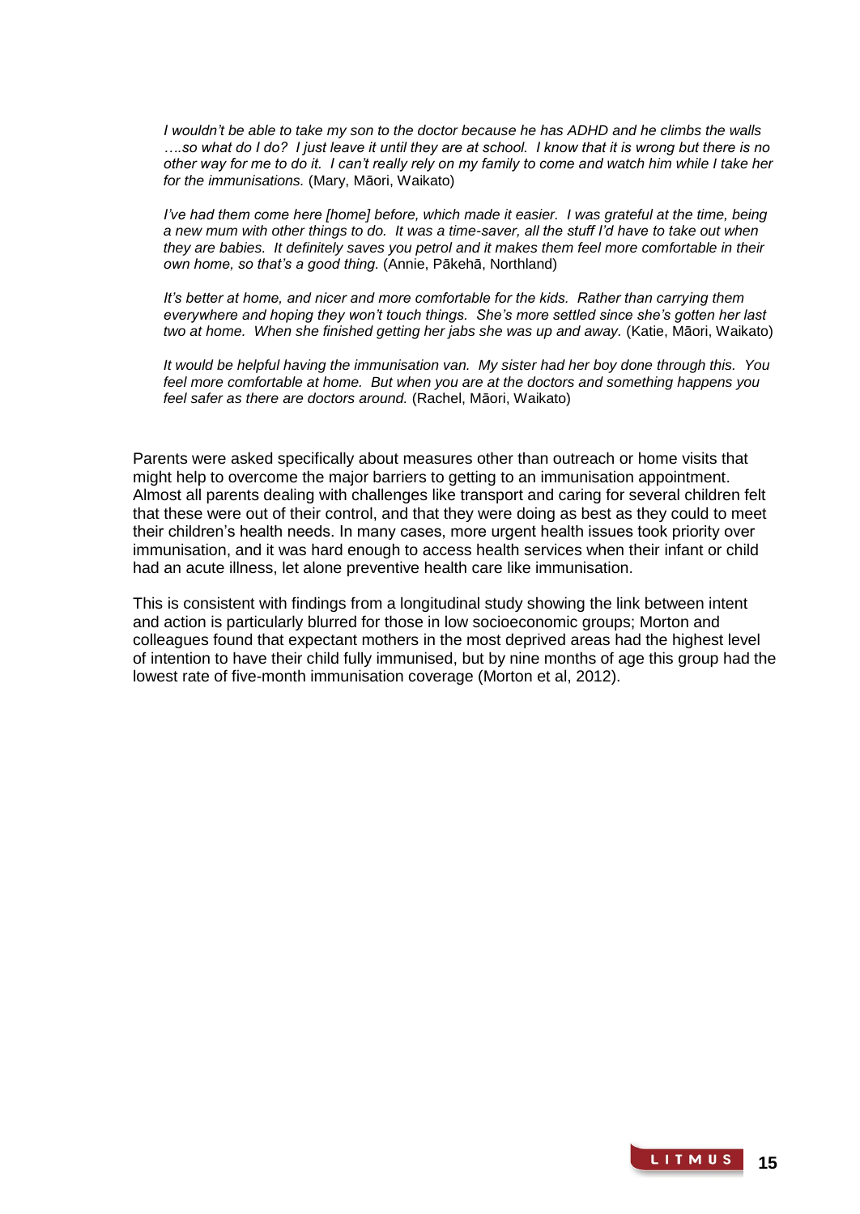*I wouldn't be able to take my son to the doctor because he has ADHD and he climbs the walls ….so what do I do? I just leave it until they are at school. I know that it is wrong but there is no other way for me to do it. I can't really rely on my family to come and watch him while I take her for the immunisations.* (Mary, Māori, Waikato)

*I've had them come here [home] before, which made it easier. I was grateful at the time, being a new mum with other things to do. It was a time-saver, all the stuff I'd have to take out when they are babies. It definitely saves you petrol and it makes them feel more comfortable in their own home, so that's a good thing.* (Annie, Pākehā, Northland)

*It's better at home, and nicer and more comfortable for the kids. Rather than carrying them everywhere and hoping they won't touch things. She's more settled since she's gotten her last two at home. When she finished getting her jabs she was up and away.* (Katie, Māori, Waikato)

*It would be helpful having the immunisation van. My sister had her boy done through this. You feel more comfortable at home. But when you are at the doctors and something happens you feel safer as there are doctors around.* (Rachel, Māori, Waikato)

Parents were asked specifically about measures other than outreach or home visits that might help to overcome the major barriers to getting to an immunisation appointment. Almost all parents dealing with challenges like transport and caring for several children felt that these were out of their control, and that they were doing as best as they could to meet their children's health needs. In many cases, more urgent health issues took priority over immunisation, and it was hard enough to access health services when their infant or child had an acute illness, let alone preventive health care like immunisation.

This is consistent with findings from a longitudinal study showing the link between intent and action is particularly blurred for those in low socioeconomic groups; Morton and colleagues found that expectant mothers in the most deprived areas had the highest level of intention to have their child fully immunised, but by nine months of age this group had the lowest rate of five-month immunisation coverage (Morton et al, 2012).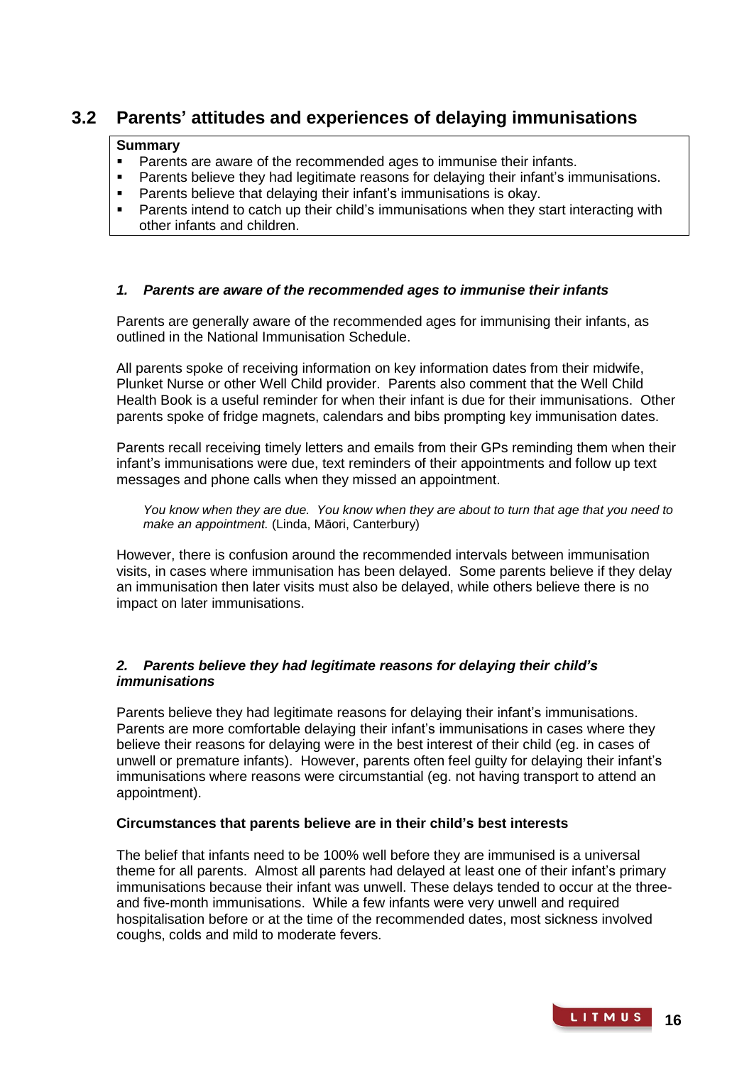## 3.2 Parents' attitudes and experiences of delaying immunisations

**Summary**

- Parents are aware of the recommended ages to immunise their infants.
- Parents believe they had legitimate reasons for delaying their infant's immunisations.
- Parents believe that delaying their infant's immunisations is okay.
- Parents intend to catch up their child's immunisations when they start interacting with other infants and children.

### *1. Parents are aware of the recommended ages to immunise their infants*

Parents are generally aware of the recommended ages for immunising their infants, as outlined in the National Immunisation Schedule.

All parents spoke of receiving information on key information dates from their midwife, Plunket Nurse or other Well Child provider. Parents also comment that the Well Child Health Book is a useful reminder for when their infant is due for their immunisations. Other parents spoke of fridge magnets, calendars and bibs prompting key immunisation dates.

Parents recall receiving timely letters and emails from their GPs reminding them when their infant's immunisations were due, text reminders of their appointments and follow up text messages and phone calls when they missed an appointment.

> *You know when they are due. You know when they are about to turn that age that you need to make an appointment.* (Linda, Māori, Canterbury)

However, there is confusion around the recommended intervals between immunisation visits, in cases where immunisation has been delayed. Some parents believe if they delay an immunisation then later visits must also be delayed, while others believe there is no impact on later immunisations.

### *2. Parents believe they had legitimate reasons for delaying their child's immunisations*

Parents believe they had legitimate reasons for delaying their infant's immunisations. Parents are more comfortable delaying their infant's immunisations in cases where they believe their reasons for delaying were in the best interest of their child (eg. in cases of unwell or premature infants). However, parents often feel guilty for delaying their infant's immunisations where reasons were circumstantial (eg. not having transport to attend an appointment).

**Circumstances that parents believe are in their child's best interests**

The belief that infants need to be 100% well before they are immunised is a universal theme for all parents. Almost all parents had delayed at least one of their infant's primary immunisations because their infant was unwell. These delays tended to occur at the three- and five-month immunisations. While a few infants were very unwell and required hospitalisation before or at the time of the recommended dates, most sickness involved coughs, colds and mild to moderate fevers.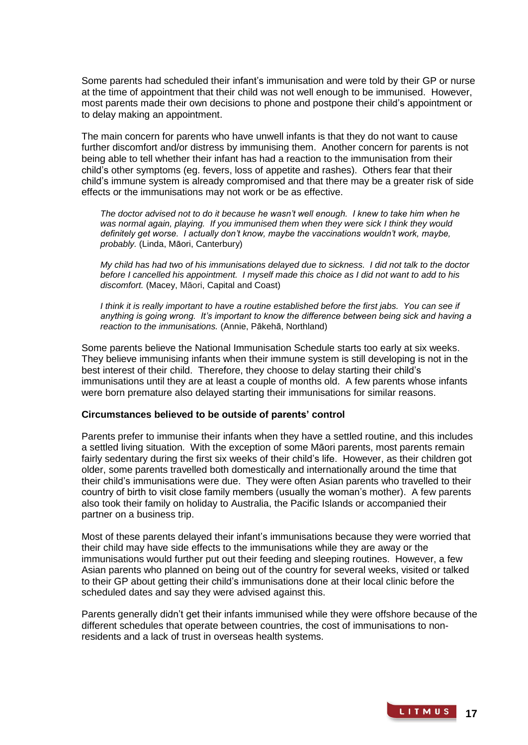Some parents had scheduled their infant's immunisation and were told by their GP or nurse at the time of appointment that their child was not well enough to be immunised. However, most parents made their own decisions to phone and postpone their child's appointment or to delay making an appointment.

The main concern for parents who have unwell infants is that they do not want to cause further discomfort and/or distress by immunising them. Another concern for parents is not being able to tell whether their infant has had a reaction to the immunisation from their child's other symptoms (eg. fevers, loss of appetite and rashes). Others fear that their child's immune system is already compromised and that there may be a greater risk of side effects or the immunisations may not work or be as effective.

> *The doctor advised not to do it because he wasn't well enough. I knew to take him when he was normal again, playing. If you immunised them when they were sick I think they would definitely get worse. I actually don't know, maybe the vaccinations wouldn't work, maybe, probably.* (Linda, Māori, Canterbury)

> *My child has had two of his immunisations delayed due to sickness. I did not talk to the doctor before I cancelled his appointment. I myself made this choice as I did not want to add to his discomfort.* (Macey, Māori, Capital and Coast)

> *I think it is really important to have a routine established before the first jabs. You can see if anything is going wrong. It's important to know the difference between being sick and having a reaction to the immunisations.* (Annie, Pākehā, Northland)

Some parents believe the National Immunisation Schedule starts too early at six weeks. They believe immunising infants when their immune system is still developing is not in the best interest of their child. Therefore, they choose to delay starting their child's immunisations until they are at least a couple of months old. A few parents whose infants were born premature also delayed starting their immunisations for similar reasons.

**Circumstances believed to be outside of parents' control**

Parents prefer to immunise their infants when they have a settled routine, and this includes a settled living situation. With the exception of some Māori parents, most parents remain fairly sedentary during the first six weeks of their child's life. However, as their children got older, some parents travelled both domestically and internationally around the time that their child's immunisations were due. They were often Asian parents who travelled to their country of birth to visit close family members (usually the woman's mother). A few parents also took their family on holiday to Australia, the Pacific Islands or accompanied their partner on a business trip.

Most of these parents delayed their infant's immunisations because they were worried that their child may have side effects to the immunisations while they are away or the immunisations would further put out their feeding and sleeping routines. However, a few Asian parents who planned on being out of the country for several weeks, visited or talked to their GP about getting their child's immunisations done at their local clinic before the scheduled dates and say they were advised against this.

Parents generally didn't get their infants immunised while they were offshore because of the different schedules that operate between countries, the cost of immunisations to non-residents and a lack of trust in overseas health systems.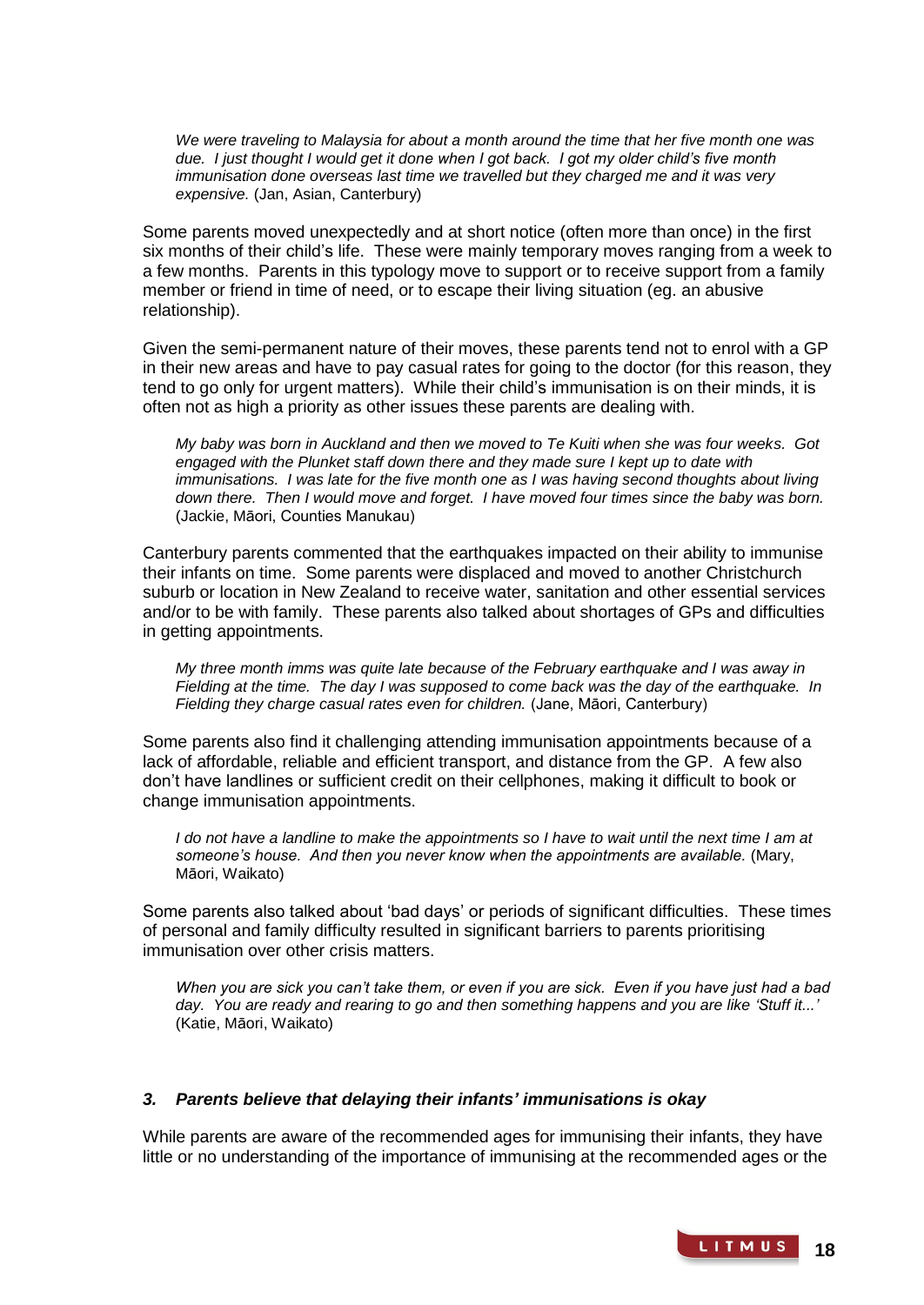> *We were traveling to Malaysia for about a month around the time that her five month one was due. I just thought I would get it done when I got back. I got my older child's five month immunisation done overseas last time we travelled but they charged me and it was very expensive.* (Jan, Asian, Canterbury)

Some parents moved unexpectedly and at short notice (often more than once) in the first six months of their child's life. These were mainly temporary moves ranging from a week to a few months. Parents in this typology move to support or to receive support from a family member or friend in time of need, or to escape their living situation (eg. an abusive relationship).

Given the semi-permanent nature of their moves, these parents tend not to enrol with a GP in their new areas and have to pay casual rates for going to the doctor (for this reason, they tend to go only for urgent matters). While their child's immunisation is on their minds, it is often not as high a priority as other issues these parents are dealing with.

> *My baby was born in Auckland and then we moved to Te Kuiti when she was four weeks. Got engaged with the Plunket staff down there and they made sure I kept up to date with immunisations. I was late for the five month one as I was having second thoughts about living down there. Then I would move and forget. I have moved four times since the baby was born.* (Jackie, Māori, Counties Manukau)

Canterbury parents commented that the earthquakes impacted on their ability to immunise their infants on time. Some parents were displaced and moved to another Christchurch suburb or location in New Zealand to receive water, sanitation and other essential services and/or to be with family. These parents also talked about shortages of GPs and difficulties in getting appointments.

> *My three month imms was quite late because of the February earthquake and I was away in Fielding at the time. The day I was supposed to come back was the day of the earthquake. In Fielding they charge casual rates even for children.* (Jane, Māori, Canterbury)

Some parents also find it challenging attending immunisation appointments because of a lack of affordable, reliable and efficient transport, and distance from the GP. A few also don't have landlines or sufficient credit on their cellphones, making it difficult to book or change immunisation appointments.

> *I do not have a landline to make the appointments so I have to wait until the next time I am at someone's house. And then you never know when the appointments are available.* (Mary, Māori, Waikato)

Some parents also talked about 'bad days' or periods of significant difficulties. These times of personal and family difficulty resulted in significant barriers to parents prioritising immunisation over other crisis matters.

> *When you are sick you can't take them, or even if you are sick. Even if you have just had a bad day. You are ready and rearing to go and then something happens and you are like 'Stuff it...'* (Katie, Māori, Waikato)

### *3. Parents believe that delaying their infants' immunisations is okay*

While parents are aware of the recommended ages for immunising their infants, they have little or no understanding of the importance of immunising at the recommended ages or the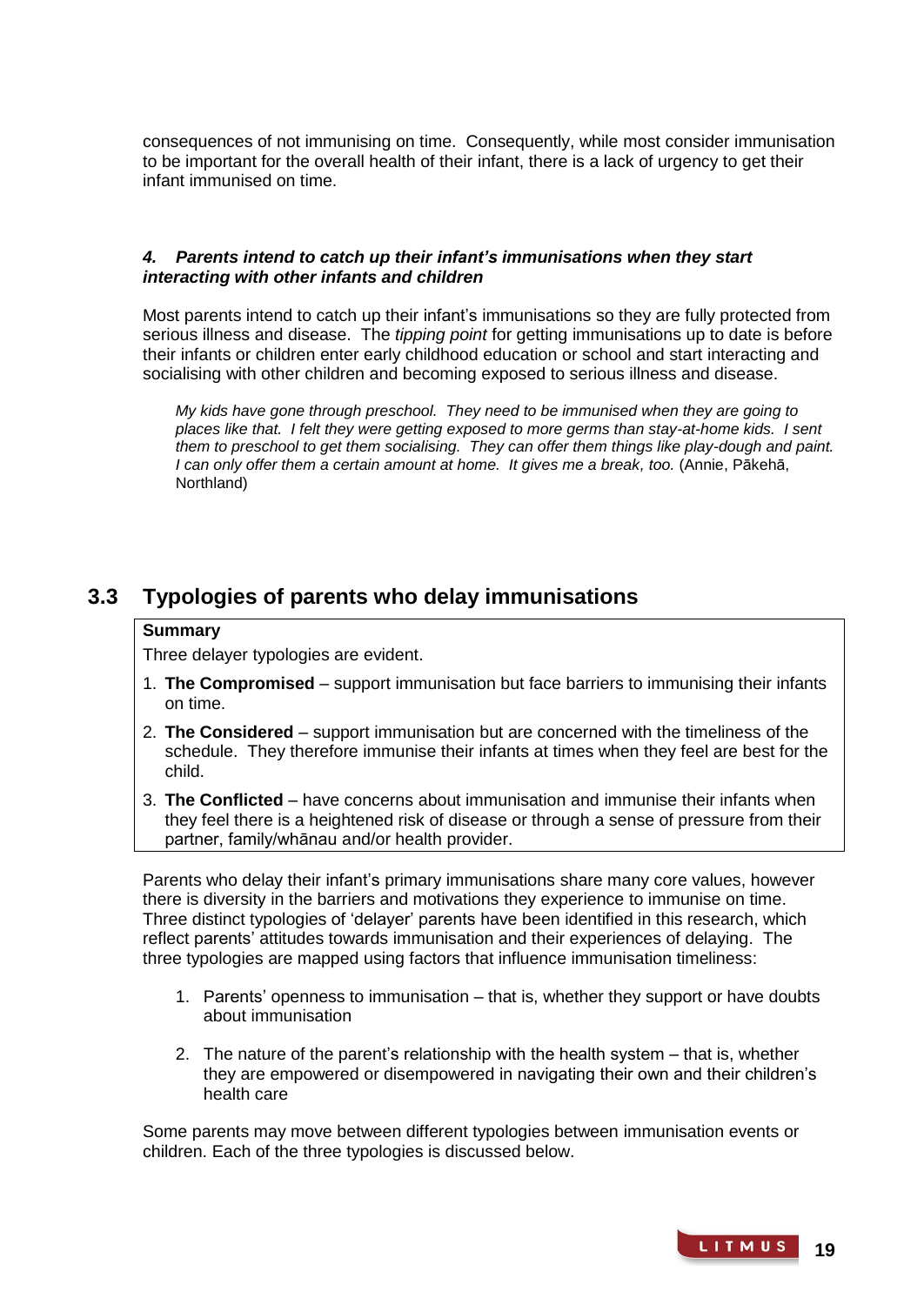consequences of not immunising on time. Consequently, while most consider immunisation to be important for the overall health of their infant, there is a lack of urgency to get their infant immunised on time.

***4. Parents intend to catch up their infant's immunisations when they start interacting with other infants and children***

Most parents intend to catch up their infant's immunisations so they are fully protected from serious illness and disease. The *tipping point* for getting immunisations up to date is before their infants or children enter early childhood education or school and start interacting and socialising with other children and becoming exposed to serious illness and disease.

> *My kids have gone through preschool. They need to be immunised when they are going to places like that. I felt they were getting exposed to more germs than stay-at-home kids. I sent them to preschool to get them socialising. They can offer them things like play-dough and paint. I can only offer them a certain amount at home. It gives me a break, too.* (Annie, Pākehā, Northland)

## 3.3 Typologies of parents who delay immunisations

**Summary**

Three delayer typologies are evident.

1. **The Compromised** – support immunisation but face barriers to immunising their infants on time.
2. **The Considered** – support immunisation but are concerned with the timeliness of the schedule. They therefore immunise their infants at times when they feel are best for the child.
3. **The Conflicted** – have concerns about immunisation and immunise their infants when they feel there is a heightened risk of disease or through a sense of pressure from their partner, family/whānau and/or health provider.

Parents who delay their infant's primary immunisations share many core values, however there is diversity in the barriers and motivations they experience to immunise on time. Three distinct typologies of 'delayer' parents have been identified in this research, which reflect parents' attitudes towards immunisation and their experiences of delaying. The three typologies are mapped using factors that influence immunisation timeliness:

1. Parents' openness to immunisation – that is, whether they support or have doubts about immunisation
2. The nature of the parent's relationship with the health system – that is, whether they are empowered or disempowered in navigating their own and their children's health care

Some parents may move between different typologies between immunisation events or children. Each of the three typologies is discussed below.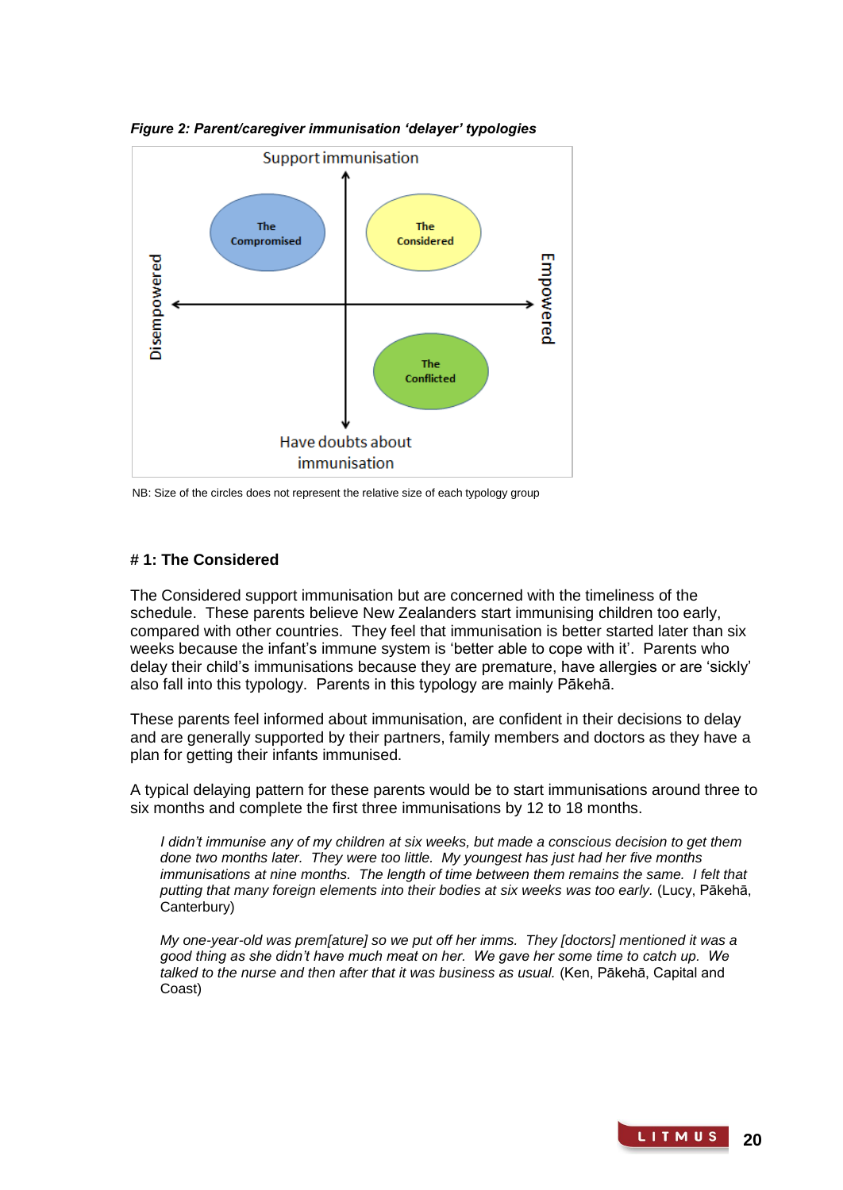*Figure 2: Parent/caregiver immunisation 'delayer' typologies*

Support immunisation

The Compromised

The Considered

Disempowered

Empowered

The Conflicted

Have doubts about immunisation

NB: Size of the circles does not represent the relative size of each typology group

## # 1: The Considered

The Considered support immunisation but are concerned with the timeliness of the schedule. These parents believe New Zealanders start immunising children too early, compared with other countries. They feel that immunisation is better started later than six weeks because the infant's immune system is 'better able to cope with it'. Parents who delay their child's immunisations because they are premature, have allergies or are 'sickly' also fall into this typology. Parents in this typology are mainly Pākehā.

These parents feel informed about immunisation, are confident in their decisions to delay and are generally supported by their partners, family members and doctors as they have a plan for getting their infants immunised.

A typical delaying pattern for these parents would be to start immunisations around three to six months and complete the first three immunisations by 12 to 18 months.

> *I didn't immunise any of my children at six weeks, but made a conscious decision to get them done two months later. They were too little. My youngest has just had her five months immunisations at nine months. The length of time between them remains the same. I felt that putting that many foreign elements into their bodies at six weeks was too early.* (Lucy, Pākehā, Canterbury)

> *My one-year-old was prem[ature] so we put off her imms. They [doctors] mentioned it was a good thing as she didn't have much meat on her. We gave her some time to catch up. We talked to the nurse and then after that it was business as usual.* (Ken, Pākehā, Capital and Coast)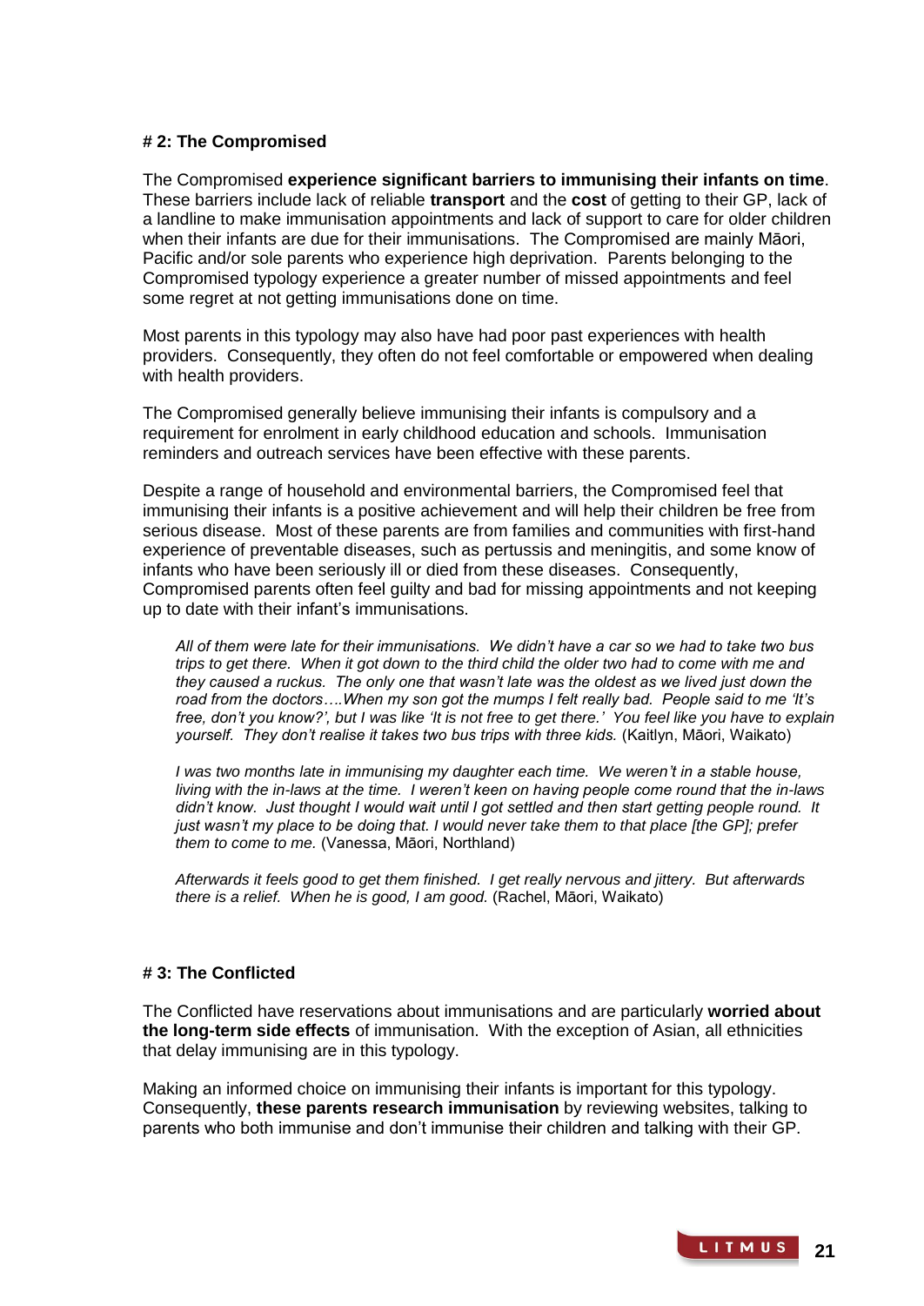### # 2: The Compromised

The Compromised **experience significant barriers to immunising their infants on time**. These barriers include lack of reliable **transport** and the **cost** of getting to their GP, lack of a landline to make immunisation appointments and lack of support to care for older children when their infants are due for their immunisations. The Compromised are mainly Māori, Pacific and/or sole parents who experience high deprivation. Parents belonging to the Compromised typology experience a greater number of missed appointments and feel some regret at not getting immunisations done on time.

Most parents in this typology may also have had poor past experiences with health providers. Consequently, they often do not feel comfortable or empowered when dealing with health providers.

The Compromised generally believe immunising their infants is compulsory and a requirement for enrolment in early childhood education and schools. Immunisation reminders and outreach services have been effective with these parents.

Despite a range of household and environmental barriers, the Compromised feel that immunising their infants is a positive achievement and will help their children be free from serious disease. Most of these parents are from families and communities with first-hand experience of preventable diseases, such as pertussis and meningitis, and some know of infants who have been seriously ill or died from these diseases. Consequently, Compromised parents often feel guilty and bad for missing appointments and not keeping up to date with their infant's immunisations.

> *All of them were late for their immunisations. We didn't have a car so we had to take two bus trips to get there. When it got down to the third child the older two had to come with me and they caused a ruckus. The only one that wasn't late was the oldest as we lived just down the road from the doctors….When my son got the mumps I felt really bad. People said to me 'It's free, don't you know?', but I was like 'It is not free to get there.' You feel like you have to explain yourself. They don't realise it takes two bus trips with three kids.* (Kaitlyn, Māori, Waikato)

> *I was two months late in immunising my daughter each time. We weren't in a stable house, living with the in-laws at the time. I weren't keen on having people come round that the in-laws didn't know. Just thought I would wait until I got settled and then start getting people round. It just wasn't my place to be doing that. I would never take them to that place [the GP]; prefer them to come to me.* (Vanessa, Māori, Northland)

> *Afterwards it feels good to get them finished. I get really nervous and jittery. But afterwards there is a relief. When he is good, I am good.* (Rachel, Māori, Waikato)

### # 3: The Conflicted

The Conflicted have reservations about immunisations and are particularly **worried about the long-term side effects** of immunisation. With the exception of Asian, all ethnicities that delay immunising are in this typology.

Making an informed choice on immunising their infants is important for this typology. Consequently, **these parents research immunisation** by reviewing websites, talking to parents who both immunise and don't immunise their children and talking with their GP.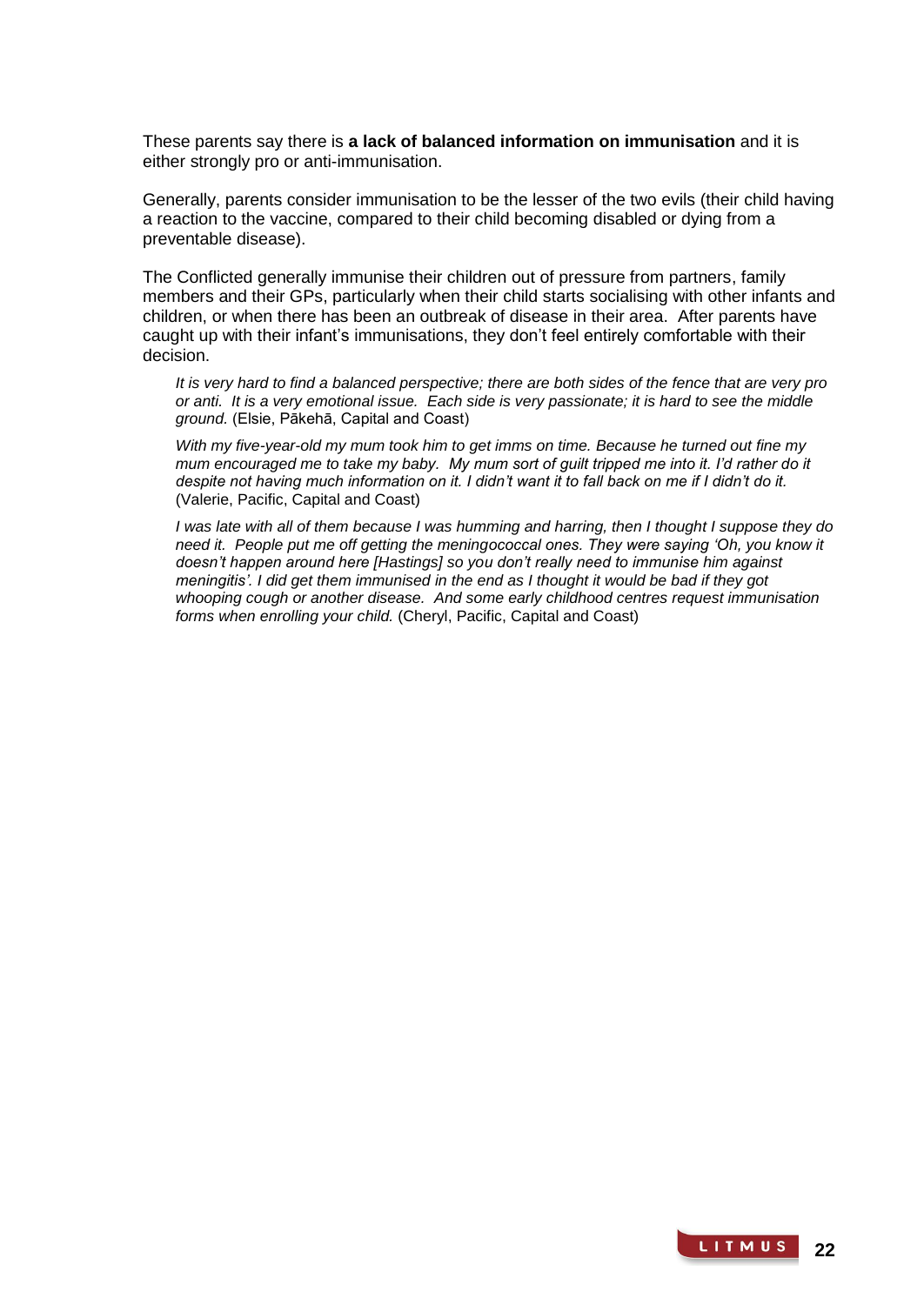These parents say there is **a lack of balanced information on immunisation** and it is either strongly pro or anti-immunisation.

Generally, parents consider immunisation to be the lesser of the two evils (their child having a reaction to the vaccine, compared to their child becoming disabled or dying from a preventable disease).

The Conflicted generally immunise their children out of pressure from partners, family members and their GPs, particularly when their child starts socialising with other infants and children, or when there has been an outbreak of disease in their area. After parents have caught up with their infant's immunisations, they don't feel entirely comfortable with their decision.

> *It is very hard to find a balanced perspective; there are both sides of the fence that are very pro or anti. It is a very emotional issue. Each side is very passionate; it is hard to see the middle ground.* (Elsie, Pākehā, Capital and Coast)

> *With my five-year-old my mum took him to get imms on time. Because he turned out fine my mum encouraged me to take my baby. My mum sort of guilt tripped me into it. I'd rather do it despite not having much information on it. I didn't want it to fall back on me if I didn't do it.* (Valerie, Pacific, Capital and Coast)

> *I was late with all of them because I was humming and harring, then I thought I suppose they do need it. People put me off getting the meningococcal ones. They were saying 'Oh, you know it doesn't happen around here [Hastings] so you don't really need to immunise him against meningitis'. I did get them immunised in the end as I thought it would be bad if they got whooping cough or another disease. And some early childhood centres request immunisation forms when enrolling your child.* (Cheryl, Pacific, Capital and Coast)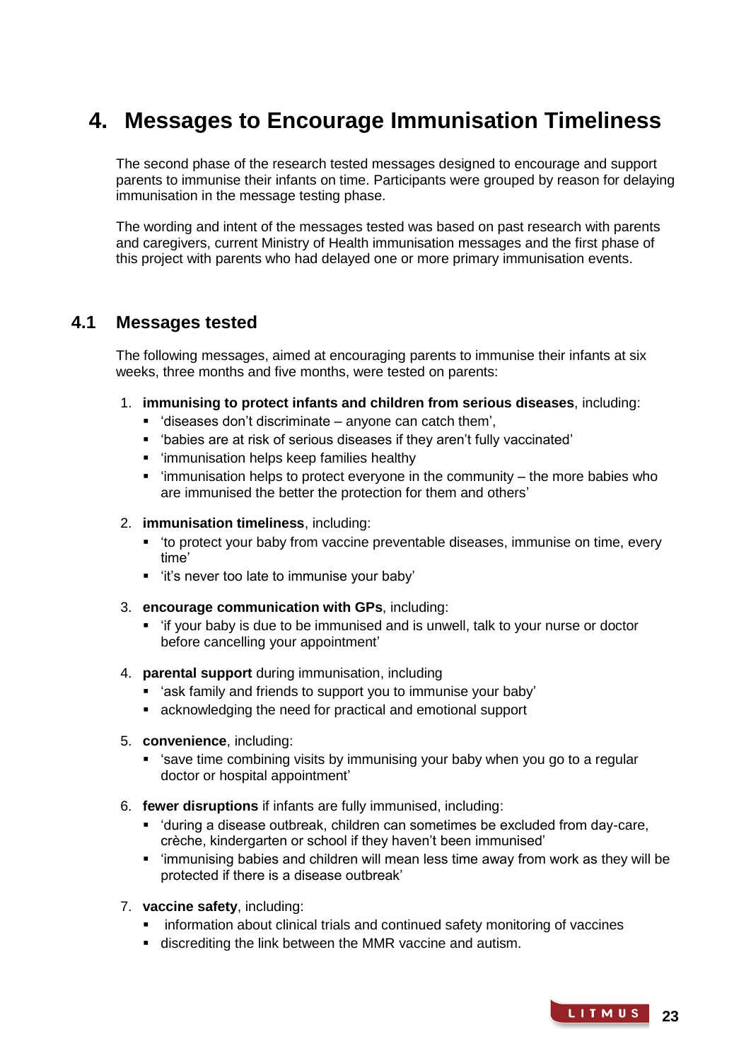# 4. Messages to Encourage Immunisation Timeliness

The second phase of the research tested messages designed to encourage and support parents to immunise their infants on time. Participants were grouped by reason for delaying immunisation in the message testing phase.

The wording and intent of the messages tested was based on past research with parents and caregivers, current Ministry of Health immunisation messages and the first phase of this project with parents who had delayed one or more primary immunisation events.

## 4.1 Messages tested

The following messages, aimed at encouraging parents to immunise their infants at six weeks, three months and five months, were tested on parents:

1. **immunising to protect infants and children from serious diseases**, including:
   - 'diseases don't discriminate – anyone can catch them',
   - 'babies are at risk of serious diseases if they aren't fully vaccinated'
   - 'immunisation helps keep families healthy
   - 'immunisation helps to protect everyone in the community – the more babies who are immunised the better the protection for them and others'
2. **immunisation timeliness**, including:
   - 'to protect your baby from vaccine preventable diseases, immunise on time, every time'
   - 'it's never too late to immunise your baby'
3. **encourage communication with GPs**, including:
   - 'if your baby is due to be immunised and is unwell, talk to your nurse or doctor before cancelling your appointment'
4. **parental support** during immunisation, including
   - 'ask family and friends to support you to immunise your baby'
   - acknowledging the need for practical and emotional support
5. **convenience**, including:
   - 'save time combining visits by immunising your baby when you go to a regular doctor or hospital appointment'
6. **fewer disruptions** if infants are fully immunised, including:
   - 'during a disease outbreak, children can sometimes be excluded from day-care, crèche, kindergarten or school if they haven't been immunised'
   - 'immunising babies and children will mean less time away from work as they will be protected if there is a disease outbreak'
7. **vaccine safety**, including:
   - information about clinical trials and continued safety monitoring of vaccines
   - discrediting the link between the MMR vaccine and autism.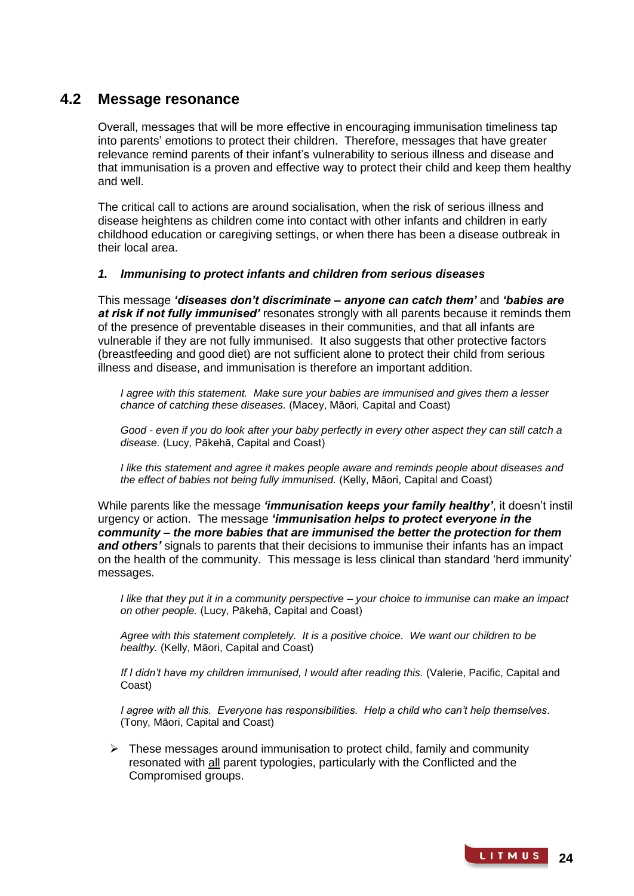## 4.2 Message resonance

Overall, messages that will be more effective in encouraging immunisation timeliness tap into parents' emotions to protect their children. Therefore, messages that have greater relevance remind parents of their infant's vulnerability to serious illness and disease and that immunisation is a proven and effective way to protect their child and keep them healthy and well.

The critical call to actions are around socialisation, when the risk of serious illness and disease heightens as children come into contact with other infants and children in early childhood education or caregiving settings, or when there has been a disease outbreak in their local area.

### *1. Immunising to protect infants and children from serious diseases*

This message ***'diseases don't discriminate – anyone can catch them'*** and ***'babies are at risk if not fully immunised'*** resonates strongly with all parents because it reminds them of the presence of preventable diseases in their communities, and that all infants are vulnerable if they are not fully immunised. It also suggests that other protective factors (breastfeeding and good diet) are not sufficient alone to protect their child from serious illness and disease, and immunisation is therefore an important addition.

> *I agree with this statement. Make sure your babies are immunised and gives them a lesser chance of catching these diseases.* (Macey, Māori, Capital and Coast)

> *Good - even if you do look after your baby perfectly in every other aspect they can still catch a disease.* (Lucy, Pākehā, Capital and Coast)

> *I like this statement and agree it makes people aware and reminds people about diseases and the effect of babies not being fully immunised.* (Kelly, Māori, Capital and Coast)

While parents like the message ***'immunisation keeps your family healthy'***, it doesn't instil urgency or action. The message ***'immunisation helps to protect everyone in the community – the more babies that are immunised the better the protection for them and others'*** signals to parents that their decisions to immunise their infants has an impact on the health of the community. This message is less clinical than standard 'herd immunity' messages.

> *I like that they put it in a community perspective – your choice to immunise can make an impact on other people.* (Lucy, Pākehā, Capital and Coast)

> *Agree with this statement completely. It is a positive choice. We want our children to be healthy.* (Kelly, Māori, Capital and Coast)

> *If I didn't have my children immunised, I would after reading this.* (Valerie, Pacific, Capital and Coast)

> *I agree with all this. Everyone has responsibilities. Help a child who can't help themselves.* (Tony, Māori, Capital and Coast)

- These messages around immunisation to protect child, family and community resonated with all parent typologies, particularly with the Conflicted and the Compromised groups.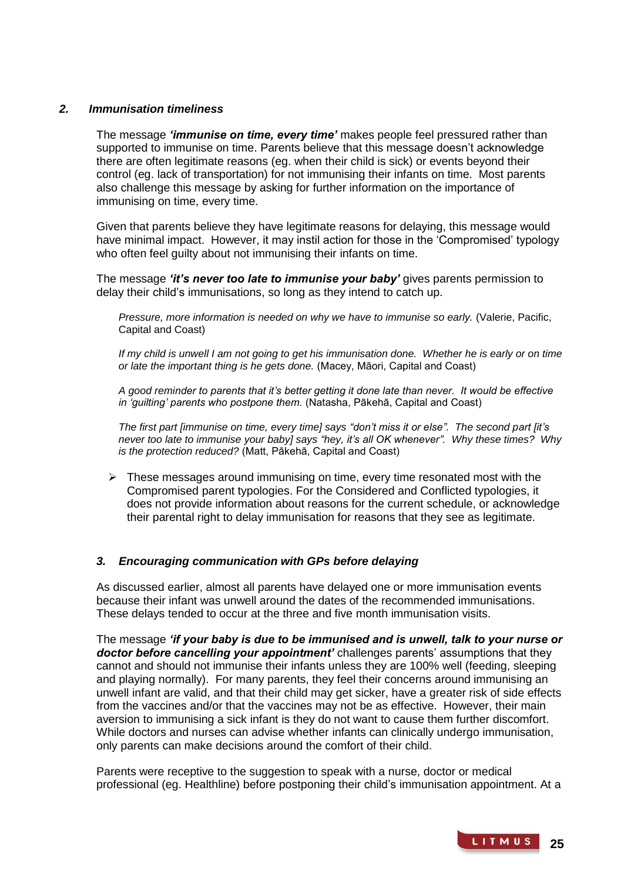### *2. Immunisation timeliness*

The message ***'immunise on time, every time'*** makes people feel pressured rather than supported to immunise on time. Parents believe that this message doesn't acknowledge there are often legitimate reasons (eg. when their child is sick) or events beyond their control (eg. lack of transportation) for not immunising their infants on time. Most parents also challenge this message by asking for further information on the importance of immunising on time, every time.

Given that parents believe they have legitimate reasons for delaying, this message would have minimal impact. However, it may instil action for those in the 'Compromised' typology who often feel guilty about not immunising their infants on time.

The message ***'it's never too late to immunise your baby'*** gives parents permission to delay their child's immunisations, so long as they intend to catch up.

> *Pressure, more information is needed on why we have to immunise so early.* (Valerie, Pacific, Capital and Coast)

> *If my child is unwell I am not going to get his immunisation done. Whether he is early or on time or late the important thing is he gets done.* (Macey, Māori, Capital and Coast)

> *A good reminder to parents that it's better getting it done late than never. It would be effective in 'guilting' parents who postpone them.* (Natasha, Pākehā, Capital and Coast)

> *The first part [immunise on time, every time] says "don't miss it or else". The second part [it's never too late to immunise your baby] says "hey, it's all OK whenever". Why these times? Why is the protection reduced?* (Matt, Pākehā, Capital and Coast)

- These messages around immunising on time, every time resonated most with the Compromised parent typologies. For the Considered and Conflicted typologies, it does not provide information about reasons for the current schedule, or acknowledge their parental right to delay immunisation for reasons that they see as legitimate.

### *3. Encouraging communication with GPs before delaying*

As discussed earlier, almost all parents have delayed one or more immunisation events because their infant was unwell around the dates of the recommended immunisations. These delays tended to occur at the three and five month immunisation visits.

The message ***'if your baby is due to be immunised and is unwell, talk to your nurse or doctor before cancelling your appointment'*** challenges parents' assumptions that they cannot and should not immunise their infants unless they are 100% well (feeding, sleeping and playing normally). For many parents, they feel their concerns around immunising an unwell infant are valid, and that their child may get sicker, have a greater risk of side effects from the vaccines and/or that the vaccines may not be as effective. However, their main aversion to immunising a sick infant is they do not want to cause them further discomfort. While doctors and nurses can advise whether infants can clinically undergo immunisation, only parents can make decisions around the comfort of their child.

Parents were receptive to the suggestion to speak with a nurse, doctor or medical professional (eg. Healthline) before postponing their child's immunisation appointment. At a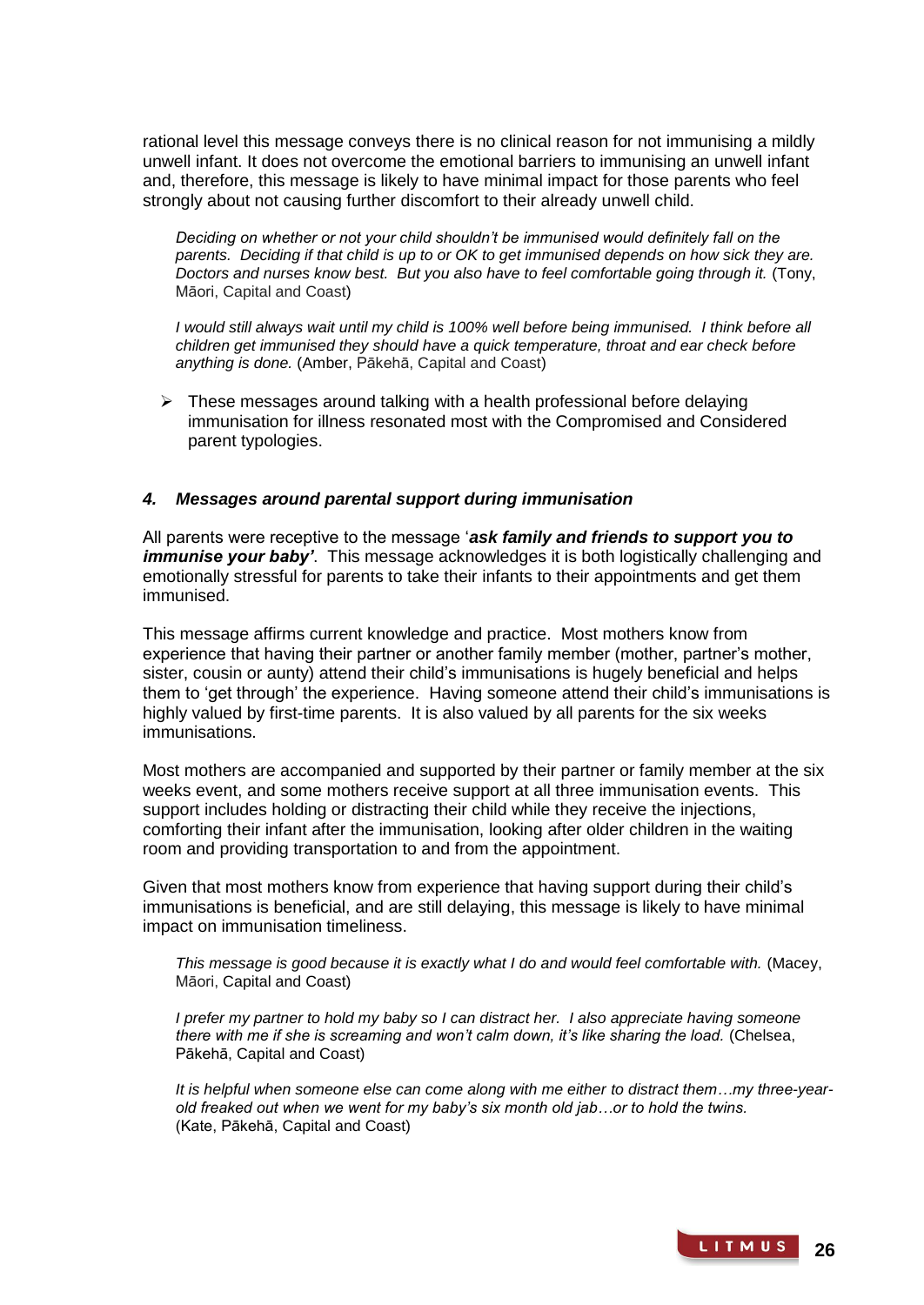rational level this message conveys there is no clinical reason for not immunising a mildly unwell infant. It does not overcome the emotional barriers to immunising an unwell infant and, therefore, this message is likely to have minimal impact for those parents who feel strongly about not causing further discomfort to their already unwell child.

> *Deciding on whether or not your child shouldn't be immunised would definitely fall on the parents. Deciding if that child is up to or OK to get immunised depends on how sick they are. Doctors and nurses know best. But you also have to feel comfortable going through it.* (Tony, Māori, Capital and Coast)

> *I would still always wait until my child is 100% well before being immunised. I think before all children get immunised they should have a quick temperature, throat and ear check before anything is done.* (Amber, Pākehā, Capital and Coast)

- These messages around talking with a health professional before delaying immunisation for illness resonated most with the Compromised and Considered parent typologies.

### *4. Messages around parental support during immunisation*

All parents were receptive to the message '***ask family and friends to support you to immunise your baby'***. This message acknowledges it is both logistically challenging and emotionally stressful for parents to take their infants to their appointments and get them immunised.

This message affirms current knowledge and practice. Most mothers know from experience that having their partner or another family member (mother, partner's mother, sister, cousin or aunty) attend their child's immunisations is hugely beneficial and helps them to 'get through' the experience. Having someone attend their child's immunisations is highly valued by first-time parents. It is also valued by all parents for the six weeks immunisations.

Most mothers are accompanied and supported by their partner or family member at the six weeks event, and some mothers receive support at all three immunisation events. This support includes holding or distracting their child while they receive the injections, comforting their infant after the immunisation, looking after older children in the waiting room and providing transportation to and from the appointment.

Given that most mothers know from experience that having support during their child's immunisations is beneficial, and are still delaying, this message is likely to have minimal impact on immunisation timeliness.

> *This message is good because it is exactly what I do and would feel comfortable with.* (Macey, Māori, Capital and Coast)

> *I prefer my partner to hold my baby so I can distract her. I also appreciate having someone there with me if she is screaming and won't calm down, it's like sharing the load.* (Chelsea, Pākehā, Capital and Coast)

> *It is helpful when someone else can come along with me either to distract them…my three-year-old freaked out when we went for my baby's six month old jab…or to hold the twins.* (Kate, Pākehā, Capital and Coast)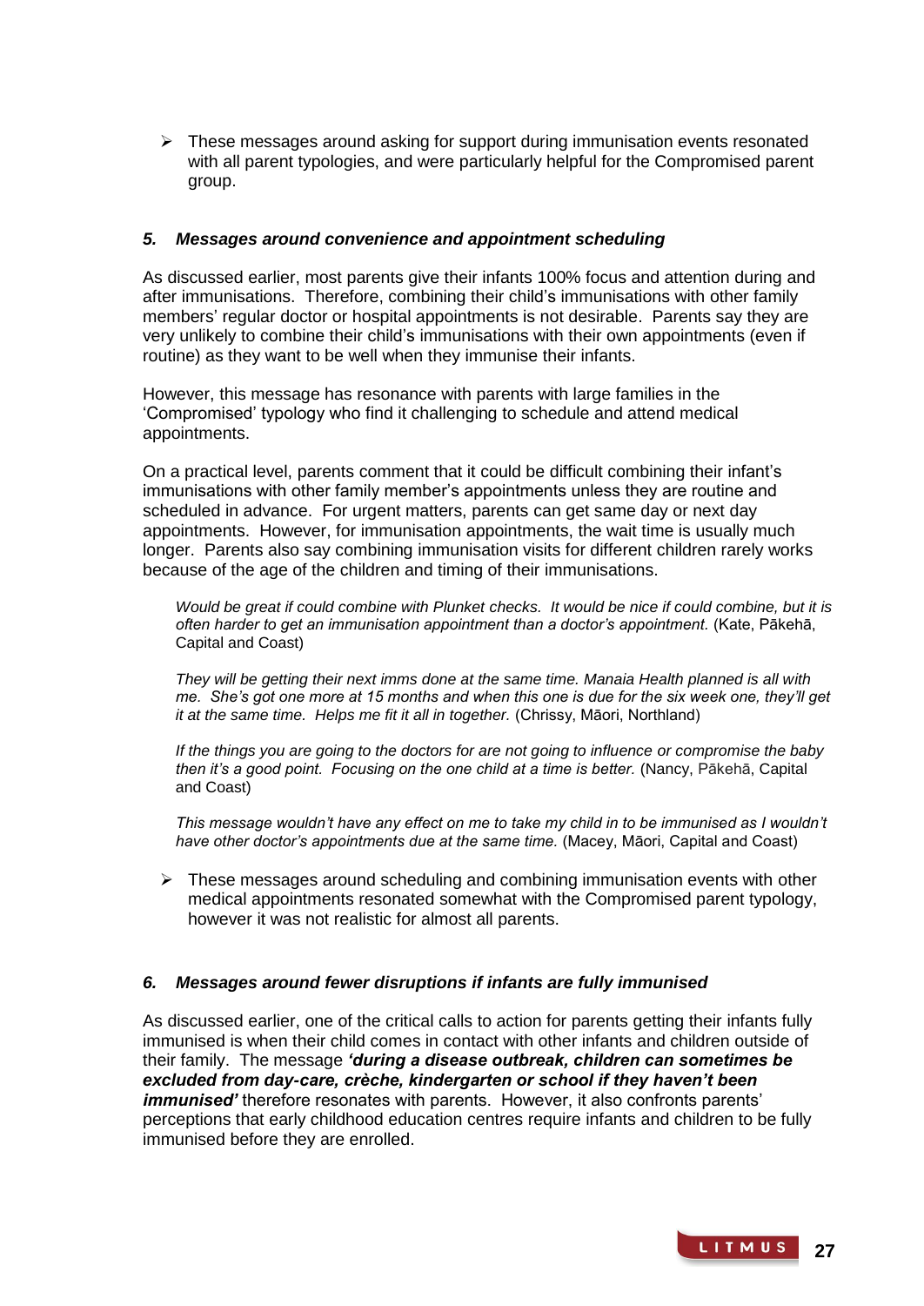- ➢ These messages around asking for support during immunisation events resonated with all parent typologies, and were particularly helpful for the Compromised parent group.

### *5. Messages around convenience and appointment scheduling*

As discussed earlier, most parents give their infants 100% focus and attention during and after immunisations. Therefore, combining their child's immunisations with other family members' regular doctor or hospital appointments is not desirable. Parents say they are very unlikely to combine their child's immunisations with their own appointments (even if routine) as they want to be well when they immunise their infants.

However, this message has resonance with parents with large families in the 'Compromised' typology who find it challenging to schedule and attend medical appointments.

On a practical level, parents comment that it could be difficult combining their infant's immunisations with other family member's appointments unless they are routine and scheduled in advance. For urgent matters, parents can get same day or next day appointments. However, for immunisation appointments, the wait time is usually much longer. Parents also say combining immunisation visits for different children rarely works because of the age of the children and timing of their immunisations.

> *Would be great if could combine with Plunket checks. It would be nice if could combine, but it is often harder to get an immunisation appointment than a doctor's appointment.* (Kate, Pākehā, Capital and Coast)
>
> *They will be getting their next imms done at the same time. Manaia Health planned is all with me. She's got one more at 15 months and when this one is due for the six week one, they'll get it at the same time. Helps me fit it all in together.* (Chrissy, Māori, Northland)
>
> *If the things you are going to the doctors for are not going to influence or compromise the baby then it's a good point. Focusing on the one child at a time is better.* (Nancy, Pākehā, Capital and Coast)
>
> *This message wouldn't have any effect on me to take my child in to be immunised as I wouldn't have other doctor's appointments due at the same time.* (Macey, Māori, Capital and Coast)

- ➢ These messages around scheduling and combining immunisation events with other medical appointments resonated somewhat with the Compromised parent typology, however it was not realistic for almost all parents.

### *6. Messages around fewer disruptions if infants are fully immunised*

As discussed earlier, one of the critical calls to action for parents getting their infants fully immunised is when their child comes in contact with other infants and children outside of their family. The message ***'during a disease outbreak, children can sometimes be excluded from day-care, crèche, kindergarten or school if they haven't been immunised'*** therefore resonates with parents. However, it also confronts parents' perceptions that early childhood education centres require infants and children to be fully immunised before they are enrolled.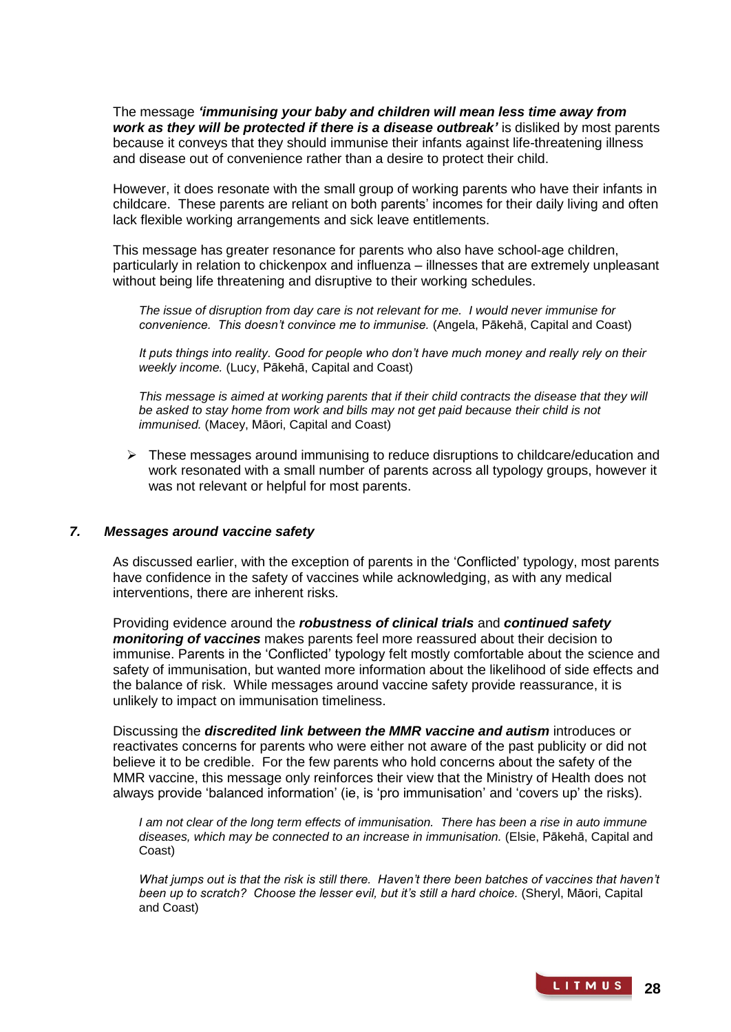The message ***'immunising your baby and children will mean less time away from work as they will be protected if there is a disease outbreak'*** is disliked by most parents because it conveys that they should immunise their infants against life-threatening illness and disease out of convenience rather than a desire to protect their child.

However, it does resonate with the small group of working parents who have their infants in childcare. These parents are reliant on both parents' incomes for their daily living and often lack flexible working arrangements and sick leave entitlements.

This message has greater resonance for parents who also have school-age children, particularly in relation to chickenpox and influenza – illnesses that are extremely unpleasant without being life threatening and disruptive to their working schedules.

> *The issue of disruption from day care is not relevant for me. I would never immunise for convenience. This doesn't convince me to immunise.* (Angela, Pākehā, Capital and Coast)

> *It puts things into reality. Good for people who don't have much money and really rely on their weekly income.* (Lucy, Pākehā, Capital and Coast)

> *This message is aimed at working parents that if their child contracts the disease that they will be asked to stay home from work and bills may not get paid because their child is not immunised.* (Macey, Māori, Capital and Coast)

- These messages around immunising to reduce disruptions to childcare/education and work resonated with a small number of parents across all typology groups, however it was not relevant or helpful for most parents.

### *7. Messages around vaccine safety*

As discussed earlier, with the exception of parents in the 'Conflicted' typology, most parents have confidence in the safety of vaccines while acknowledging, as with any medical interventions, there are inherent risks.

Providing evidence around the ***robustness of clinical trials*** and ***continued safety monitoring of vaccines*** makes parents feel more reassured about their decision to immunise. Parents in the 'Conflicted' typology felt mostly comfortable about the science and safety of immunisation, but wanted more information about the likelihood of side effects and the balance of risk. While messages around vaccine safety provide reassurance, it is unlikely to impact on immunisation timeliness.

Discussing the ***discredited link between the MMR vaccine and autism*** introduces or reactivates concerns for parents who were either not aware of the past publicity or did not believe it to be credible. For the few parents who hold concerns about the safety of the MMR vaccine, this message only reinforces their view that the Ministry of Health does not always provide 'balanced information' (ie, is 'pro immunisation' and 'covers up' the risks).

> *I am not clear of the long term effects of immunisation. There has been a rise in auto immune diseases, which may be connected to an increase in immunisation.* (Elsie, Pākehā, Capital and Coast)

> *What jumps out is that the risk is still there. Haven't there been batches of vaccines that haven't been up to scratch? Choose the lesser evil, but it's still a hard choice.* (Sheryl, Māori, Capital and Coast)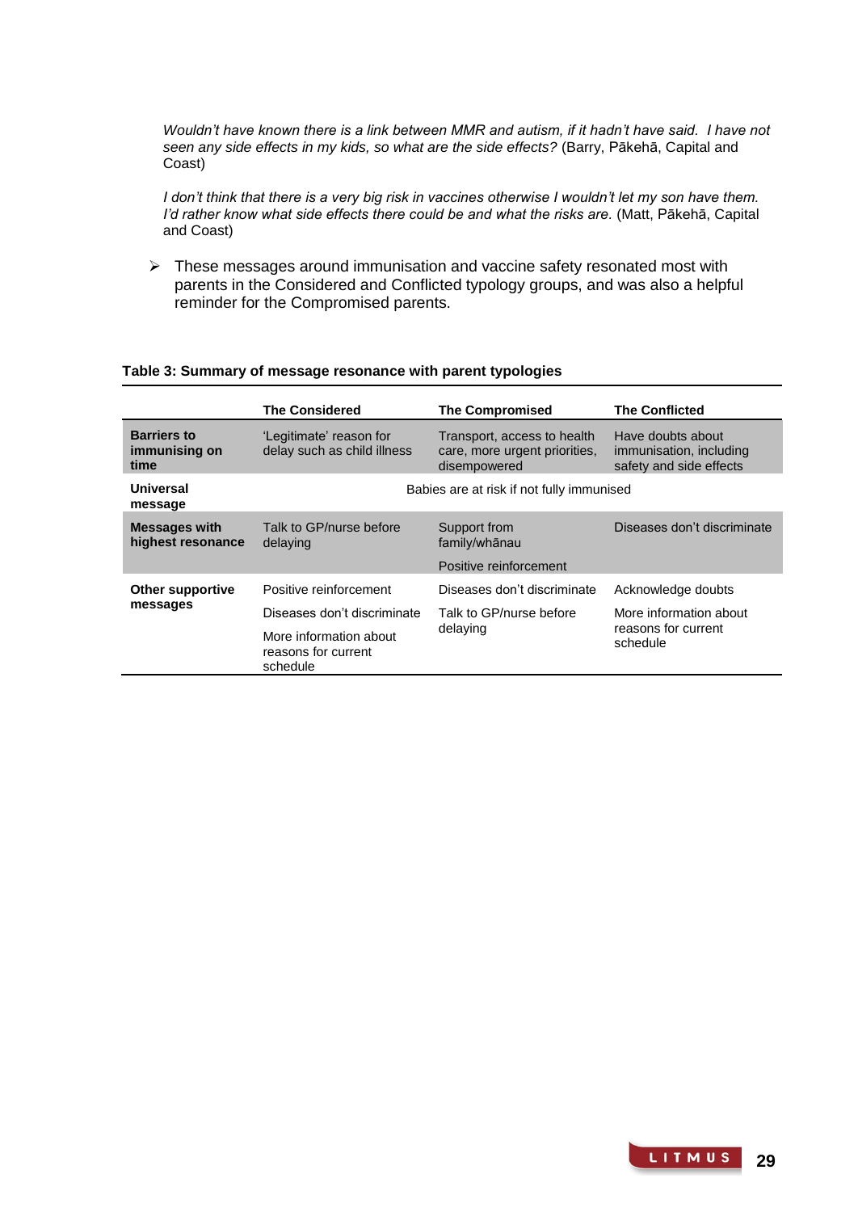*Wouldn't have known there is a link between MMR and autism, if it hadn't have said. I have not seen any side effects in my kids, so what are the side effects?* (Barry, Pākehā, Capital and Coast)

*I don't think that there is a very big risk in vaccines otherwise I wouldn't let my son have them. I'd rather know what side effects there could be and what the risks are.* (Matt, Pākehā, Capital and Coast)

- These messages around immunisation and vaccine safety resonated most with parents in the Considered and Conflicted typology groups, and was also a helpful reminder for the Compromised parents.

**Table 3: Summary of message resonance with parent typologies**

| | The Considered | The Compromised | The Conflicted |
|---|---|---|---|
| **Barriers to immunising on time** | 'Legitimate' reason for delay such as child illness | Transport, access to health care, more urgent priorities, disempowered | Have doubts about immunisation, including safety and side effects |
| **Universal message** | Babies are at risk if not fully immunised | | |
| **Messages with highest resonance** | Talk to GP/nurse before delaying | Support from family/whānau<br>Positive reinforcement | Diseases don't discriminate |
| **Other supportive messages** | Positive reinforcement<br>Diseases don't discriminate<br>More information about reasons for current schedule | Diseases don't discriminate<br>Talk to GP/nurse before delaying | Acknowledge doubts<br>More information about reasons for current schedule |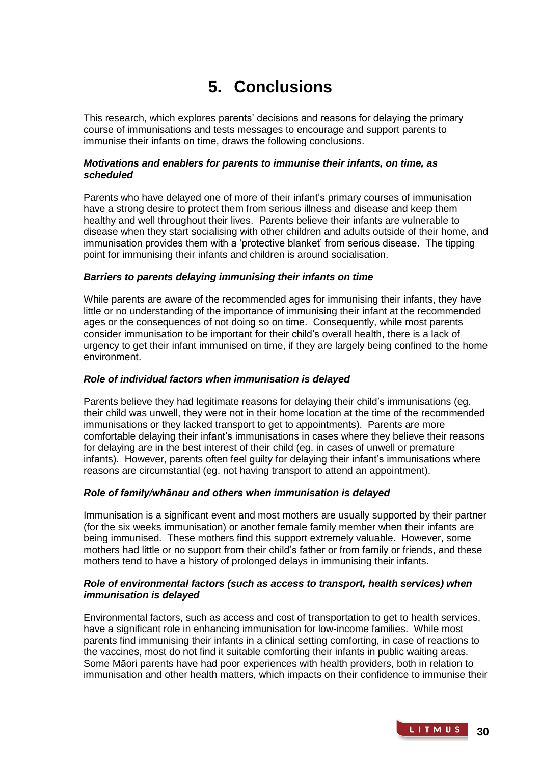# 5. Conclusions

This research, which explores parents' decisions and reasons for delaying the primary course of immunisations and tests messages to encourage and support parents to immunise their infants on time, draws the following conclusions.

***Motivations and enablers for parents to immunise their infants, on time, as scheduled***

Parents who have delayed one of more of their infant's primary courses of immunisation have a strong desire to protect them from serious illness and disease and keep them healthy and well throughout their lives. Parents believe their infants are vulnerable to disease when they start socialising with other children and adults outside of their home, and immunisation provides them with a 'protective blanket' from serious disease. The tipping point for immunising their infants and children is around socialisation.

***Barriers to parents delaying immunising their infants on time***

While parents are aware of the recommended ages for immunising their infants, they have little or no understanding of the importance of immunising their infant at the recommended ages or the consequences of not doing so on time. Consequently, while most parents consider immunisation to be important for their child's overall health, there is a lack of urgency to get their infant immunised on time, if they are largely being confined to the home environment.

***Role of individual factors when immunisation is delayed***

Parents believe they had legitimate reasons for delaying their child's immunisations (eg. their child was unwell, they were not in their home location at the time of the recommended immunisations or they lacked transport to get to appointments). Parents are more comfortable delaying their infant's immunisations in cases where they believe their reasons for delaying are in the best interest of their child (eg. in cases of unwell or premature infants). However, parents often feel guilty for delaying their infant's immunisations where reasons are circumstantial (eg. not having transport to attend an appointment).

***Role of family/whānau and others when immunisation is delayed***

Immunisation is a significant event and most mothers are usually supported by their partner (for the six weeks immunisation) or another female family member when their infants are being immunised. These mothers find this support extremely valuable. However, some mothers had little or no support from their child's father or from family or friends, and these mothers tend to have a history of prolonged delays in immunising their infants.

***Role of environmental factors (such as access to transport, health services) when immunisation is delayed***

Environmental factors, such as access and cost of transportation to get to health services, have a significant role in enhancing immunisation for low-income families. While most parents find immunising their infants in a clinical setting comforting, in case of reactions to the vaccines, most do not find it suitable comforting their infants in public waiting areas. Some Māori parents have had poor experiences with health providers, both in relation to immunisation and other health matters, which impacts on their confidence to immunise their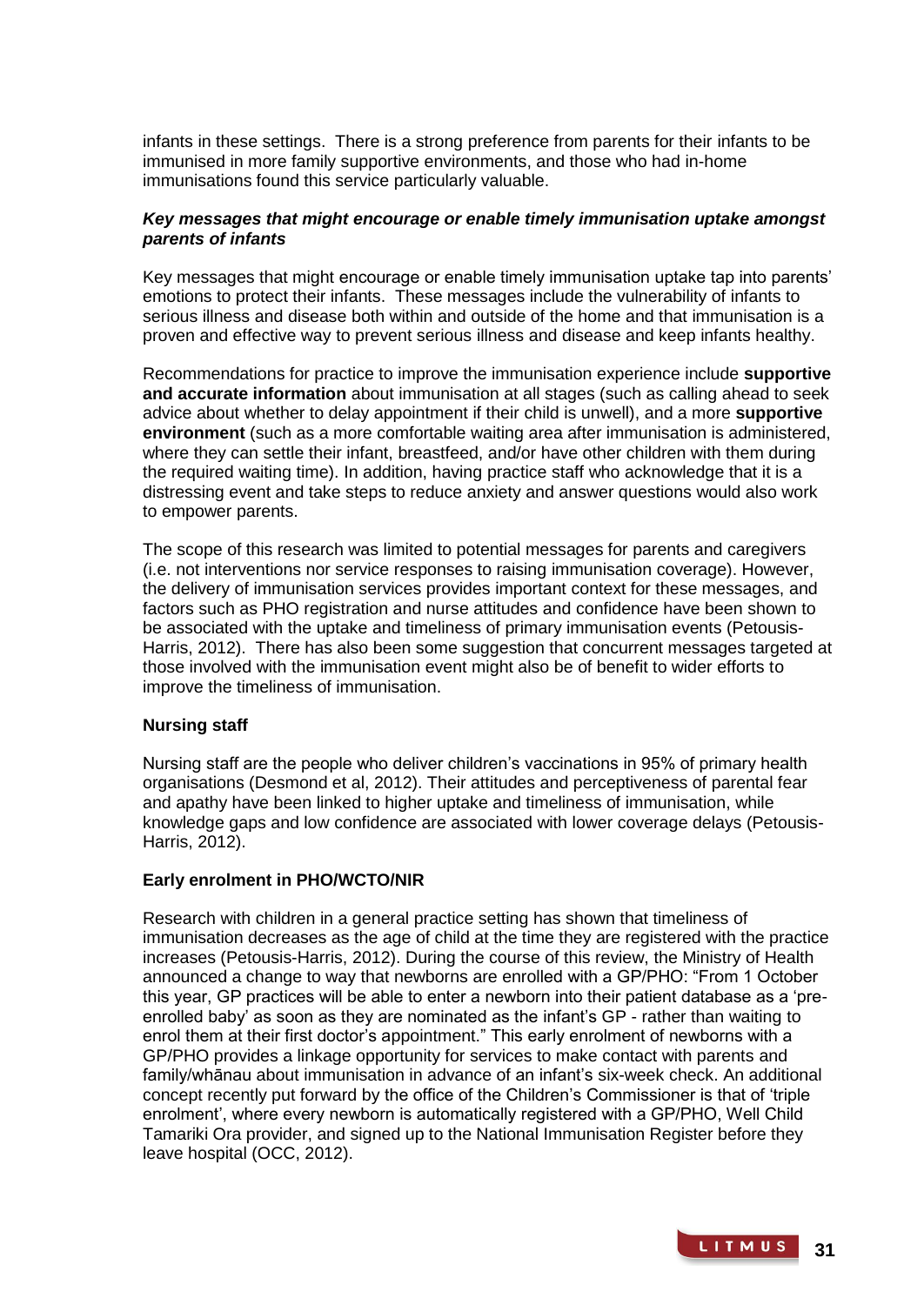infants in these settings. There is a strong preference from parents for their infants to be immunised in more family supportive environments, and those who had in-home immunisations found this service particularly valuable.

***Key messages that might encourage or enable timely immunisation uptake amongst parents of infants***

Key messages that might encourage or enable timely immunisation uptake tap into parents' emotions to protect their infants. These messages include the vulnerability of infants to serious illness and disease both within and outside of the home and that immunisation is a proven and effective way to prevent serious illness and disease and keep infants healthy.

Recommendations for practice to improve the immunisation experience include **supportive and accurate information** about immunisation at all stages (such as calling ahead to seek advice about whether to delay appointment if their child is unwell), and a more **supportive environment** (such as a more comfortable waiting area after immunisation is administered, where they can settle their infant, breastfeed, and/or have other children with them during the required waiting time). In addition, having practice staff who acknowledge that it is a distressing event and take steps to reduce anxiety and answer questions would also work to empower parents.

The scope of this research was limited to potential messages for parents and caregivers (i.e. not interventions nor service responses to raising immunisation coverage). However, the delivery of immunisation services provides important context for these messages, and factors such as PHO registration and nurse attitudes and confidence have been shown to be associated with the uptake and timeliness of primary immunisation events (Petousis-Harris, 2012). There has also been some suggestion that concurrent messages targeted at those involved with the immunisation event might also be of benefit to wider efforts to improve the timeliness of immunisation.

**Nursing staff**

Nursing staff are the people who deliver children's vaccinations in 95% of primary health organisations (Desmond et al, 2012). Their attitudes and perceptiveness of parental fear and apathy have been linked to higher uptake and timeliness of immunisation, while knowledge gaps and low confidence are associated with lower coverage delays (Petousis-Harris, 2012).

**Early enrolment in PHO/WCTO/NIR**

Research with children in a general practice setting has shown that timeliness of immunisation decreases as the age of child at the time they are registered with the practice increases (Petousis-Harris, 2012). During the course of this review, the Ministry of Health announced a change to way that newborns are enrolled with a GP/PHO: "From 1 October this year, GP practices will be able to enter a newborn into their patient database as a 'pre-enrolled baby' as soon as they are nominated as the infant's GP - rather than waiting to enrol them at their first doctor's appointment." This early enrolment of newborns with a GP/PHO provides a linkage opportunity for services to make contact with parents and family/whānau about immunisation in advance of an infant's six-week check. An additional concept recently put forward by the office of the Children's Commissioner is that of 'triple enrolment', where every newborn is automatically registered with a GP/PHO, Well Child Tamariki Ora provider, and signed up to the National Immunisation Register before they leave hospital (OCC, 2012).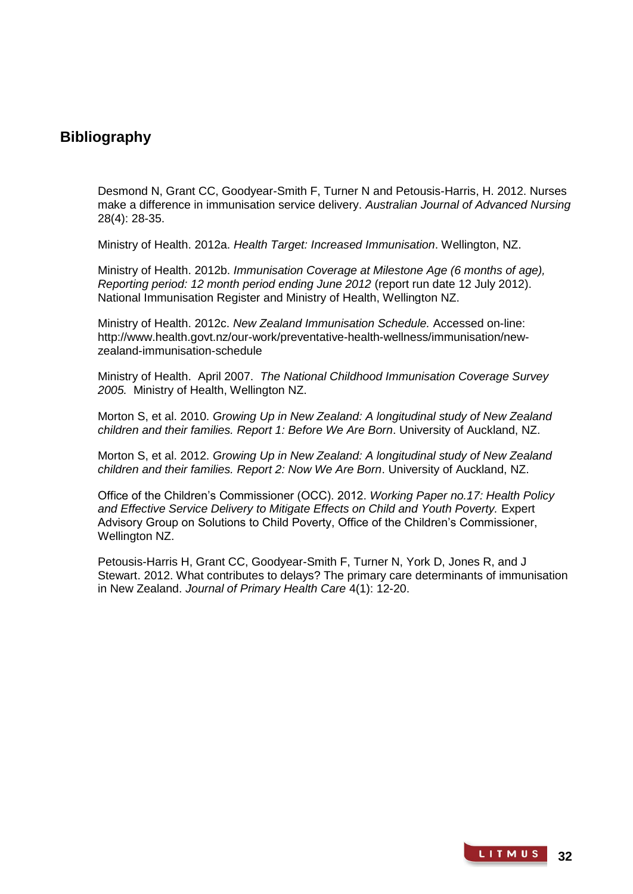## Bibliography

Desmond N, Grant CC, Goodyear-Smith F, Turner N and Petousis-Harris, H. 2012. Nurses make a difference in immunisation service delivery. *Australian Journal of Advanced Nursing* 28(4): 28-35.

Ministry of Health. 2012a. *Health Target: Increased Immunisation*. Wellington, NZ.

Ministry of Health. 2012b. *Immunisation Coverage at Milestone Age (6 months of age), Reporting period: 12 month period ending June 2012* (report run date 12 July 2012). National Immunisation Register and Ministry of Health, Wellington NZ.

Ministry of Health. 2012c. *New Zealand Immunisation Schedule.* Accessed on-line: http://www.health.govt.nz/our-work/preventative-health-wellness/immunisation/new-zealand-immunisation-schedule

Ministry of Health. April 2007. *The National Childhood Immunisation Coverage Survey 2005.* Ministry of Health, Wellington NZ.

Morton S, et al. 2010. *Growing Up in New Zealand: A longitudinal study of New Zealand children and their families. Report 1: Before We Are Born*. University of Auckland, NZ.

Morton S, et al. 2012. *Growing Up in New Zealand: A longitudinal study of New Zealand children and their families. Report 2: Now We Are Born*. University of Auckland, NZ.

Office of the Children's Commissioner (OCC). 2012. *Working Paper no.17: Health Policy and Effective Service Delivery to Mitigate Effects on Child and Youth Poverty.* Expert Advisory Group on Solutions to Child Poverty, Office of the Children's Commissioner, Wellington NZ.

Petousis-Harris H, Grant CC, Goodyear-Smith F, Turner N, York D, Jones R, and J Stewart. 2012. What contributes to delays? The primary care determinants of immunisation in New Zealand. *Journal of Primary Health Care* 4(1): 12-20.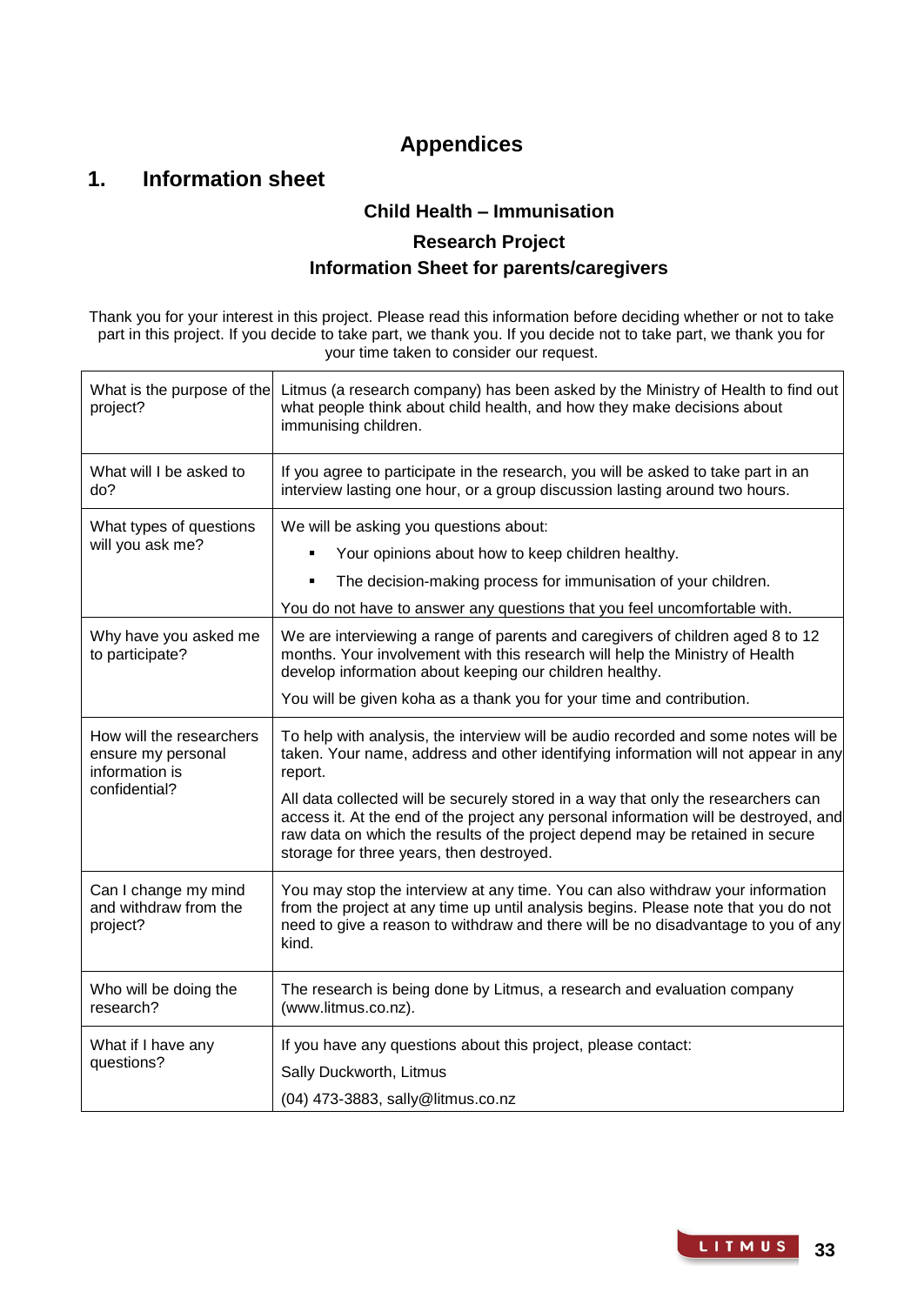# Appendices

## 1. Information sheet

### Child Health – Immunisation

### Research Project

### Information Sheet for parents/caregivers

Thank you for your interest in this project. Please read this information before deciding whether or not to take part in this project. If you decide to take part, we thank you. If you decide not to take part, we thank you for your time taken to consider our request.

| | |
|---|---|
| What is the purpose of the project? | Litmus (a research company) has been asked by the Ministry of Health to find out what people think about child health, and how they make decisions about immunising children. |
| What will I be asked to do? | If you agree to participate in the research, you will be asked to take part in an interview lasting one hour, or a group discussion lasting around two hours. |
| What types of questions will you ask me? | We will be asking you questions about:<br>▪ Your opinions about how to keep children healthy.<br>▪ The decision-making process for immunisation of your children.<br>You do not have to answer any questions that you feel uncomfortable with. |
| Why have you asked me to participate? | We are interviewing a range of parents and caregivers of children aged 8 to 12 months. Your involvement with this research will help the Ministry of Health develop information about keeping our children healthy.<br>You will be given koha as a thank you for your time and contribution. |
| How will the researchers ensure my personal information is confidential? | To help with analysis, the interview will be audio recorded and some notes will be taken. Your name, address and other identifying information will not appear in any report.<br>All data collected will be securely stored in a way that only the researchers can access it. At the end of the project any personal information will be destroyed, and raw data on which the results of the project depend may be retained in secure storage for three years, then destroyed. |
| Can I change my mind and withdraw from the project? | You may stop the interview at any time. You can also withdraw your information from the project at any time up until analysis begins. Please note that you do not need to give a reason to withdraw and there will be no disadvantage to you of any kind. |
| Who will be doing the research? | The research is being done by Litmus, a research and evaluation company (www.litmus.co.nz). |
| What if I have any questions? | If you have any questions about this project, please contact:<br>Sally Duckworth, Litmus<br>(04) 473-3883, sally@litmus.co.nz |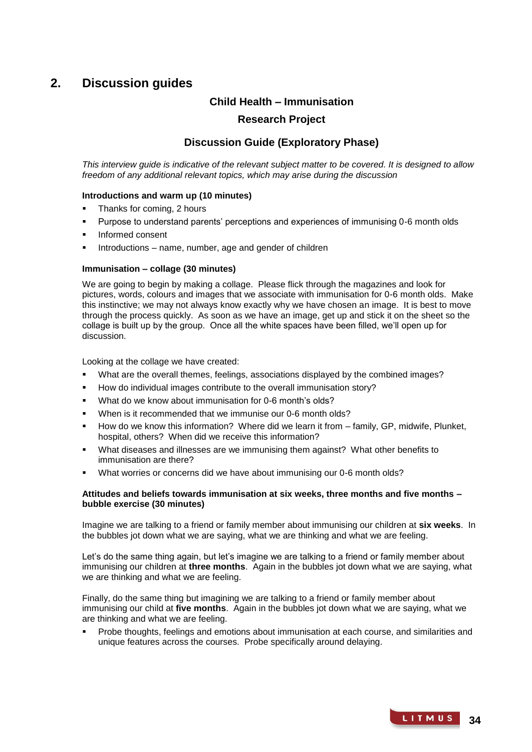## 2. Discussion guides

### Child Health – Immunisation

### Research Project

### Discussion Guide (Exploratory Phase)

*This interview guide is indicative of the relevant subject matter to be covered. It is designed to allow freedom of any additional relevant topics, which may arise during the discussion*

**Introductions and warm up (10 minutes)**

- Thanks for coming, 2 hours
- Purpose to understand parents' perceptions and experiences of immunising 0-6 month olds
- Informed consent
- Introductions – name, number, age and gender of children

**Immunisation – collage (30 minutes)**

We are going to begin by making a collage. Please flick through the magazines and look for pictures, words, colours and images that we associate with immunisation for 0-6 month olds. Make this instinctive; we may not always know exactly why we have chosen an image. It is best to move through the process quickly. As soon as we have an image, get up and stick it on the sheet so the collage is built up by the group. Once all the white spaces have been filled, we'll open up for discussion.

Looking at the collage we have created:

- What are the overall themes, feelings, associations displayed by the combined images?
- How do individual images contribute to the overall immunisation story?
- What do we know about immunisation for 0-6 month's olds?
- When is it recommended that we immunise our 0-6 month olds?
- How do we know this information? Where did we learn it from – family, GP, midwife, Plunket, hospital, others? When did we receive this information?
- What diseases and illnesses are we immunising them against? What other benefits to immunisation are there?
- What worries or concerns did we have about immunising our 0-6 month olds?

**Attitudes and beliefs towards immunisation at six weeks, three months and five months – bubble exercise (30 minutes)**

Imagine we are talking to a friend or family member about immunising our children at **six weeks**. In the bubbles jot down what we are saying, what we are thinking and what we are feeling.

Let's do the same thing again, but let's imagine we are talking to a friend or family member about immunising our children at **three months**. Again in the bubbles jot down what we are saying, what we are thinking and what we are feeling.

Finally, do the same thing but imagining we are talking to a friend or family member about immunising our child at **five months**. Again in the bubbles jot down what we are saying, what we are thinking and what we are feeling.

- Probe thoughts, feelings and emotions about immunisation at each course, and similarities and unique features across the courses. Probe specifically around delaying.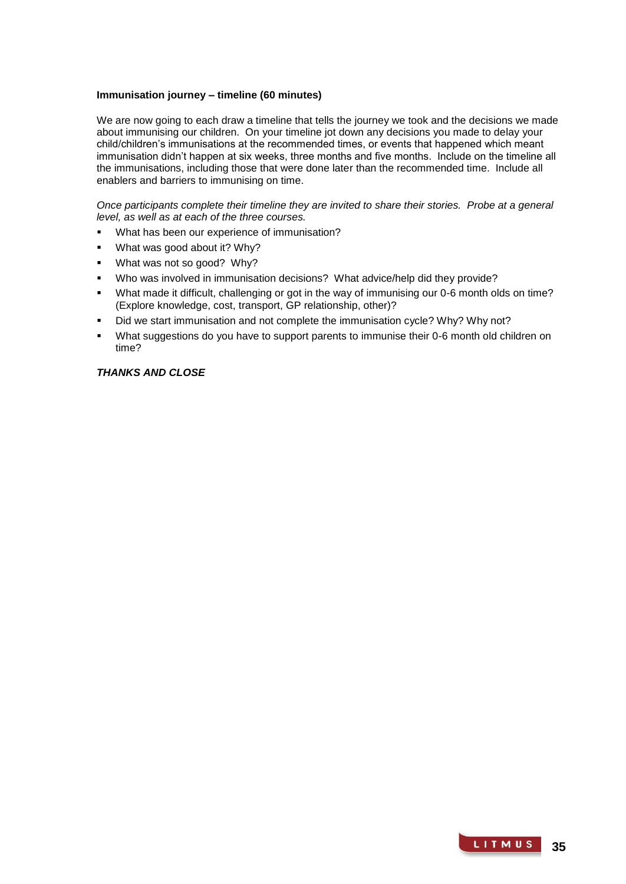**Immunisation journey – timeline (60 minutes)**

We are now going to each draw a timeline that tells the journey we took and the decisions we made about immunising our children. On your timeline jot down any decisions you made to delay your child/children's immunisations at the recommended times, or events that happened which meant immunisation didn't happen at six weeks, three months and five months. Include on the timeline all the immunisations, including those that were done later than the recommended time. Include all enablers and barriers to immunising on time.

*Once participants complete their timeline they are invited to share their stories. Probe at a general level, as well as at each of the three courses.*

- What has been our experience of immunisation?
- What was good about it? Why?
- What was not so good? Why?
- Who was involved in immunisation decisions? What advice/help did they provide?
- What made it difficult, challenging or got in the way of immunising our 0-6 month olds on time? (Explore knowledge, cost, transport, GP relationship, other)?
- Did we start immunisation and not complete the immunisation cycle? Why? Why not?
- What suggestions do you have to support parents to immunise their 0-6 month old children on time?

***THANKS AND CLOSE***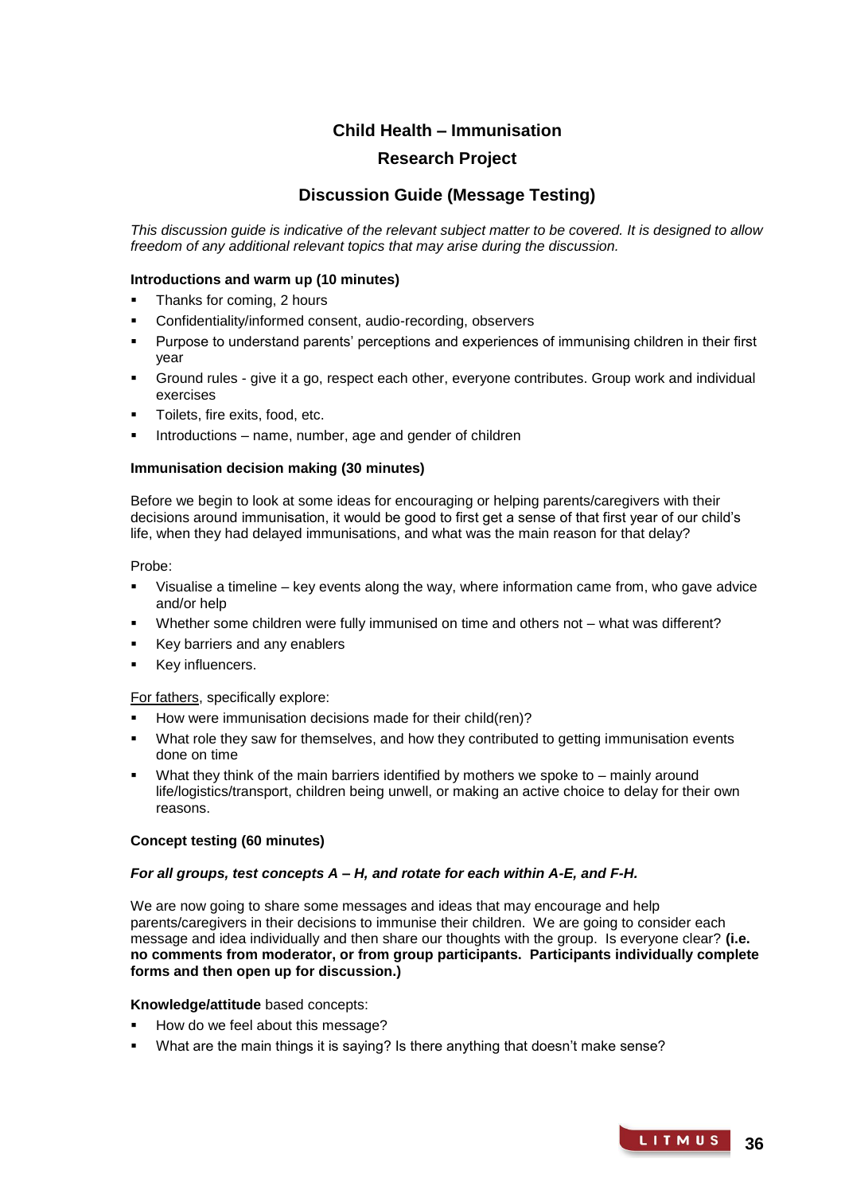## Child Health – Immunisation

## Research Project

## Discussion Guide (Message Testing)

*This discussion guide is indicative of the relevant subject matter to be covered. It is designed to allow freedom of any additional relevant topics that may arise during the discussion.*

**Introductions and warm up (10 minutes)**

- Thanks for coming, 2 hours
- Confidentiality/informed consent, audio-recording, observers
- Purpose to understand parents' perceptions and experiences of immunising children in their first year
- Ground rules - give it a go, respect each other, everyone contributes. Group work and individual exercises
- Toilets, fire exits, food, etc.
- Introductions – name, number, age and gender of children

**Immunisation decision making (30 minutes)**

Before we begin to look at some ideas for encouraging or helping parents/caregivers with their decisions around immunisation, it would be good to first get a sense of that first year of our child's life, when they had delayed immunisations, and what was the main reason for that delay?

Probe:

- Visualise a timeline – key events along the way, where information came from, who gave advice and/or help
- Whether some children were fully immunised on time and others not – what was different?
- Key barriers and any enablers
- Key influencers.

<u>For fathers</u>, specifically explore:

- How were immunisation decisions made for their child(ren)?
- What role they saw for themselves, and how they contributed to getting immunisation events done on time
- What they think of the main barriers identified by mothers we spoke to – mainly around life/logistics/transport, children being unwell, or making an active choice to delay for their own reasons.

**Concept testing (60 minutes)**

***For all groups, test concepts A – H, and rotate for each within A-E, and F-H.***

We are now going to share some messages and ideas that may encourage and help parents/caregivers in their decisions to immunise their children. We are going to consider each message and idea individually and then share our thoughts with the group. Is everyone clear? **(i.e. no comments from moderator, or from group participants. Participants individually complete forms and then open up for discussion.)**

**Knowledge/attitude** based concepts:

- How do we feel about this message?
- What are the main things it is saying? Is there anything that doesn't make sense?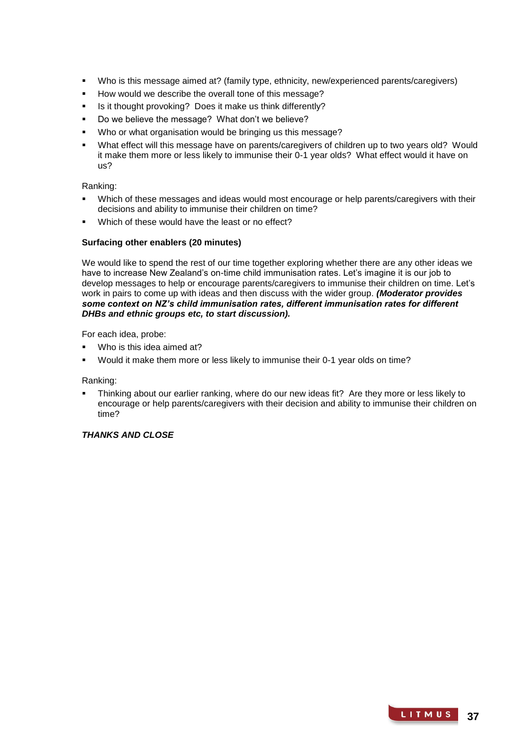- Who is this message aimed at? (family type, ethnicity, new/experienced parents/caregivers)
- How would we describe the overall tone of this message?
- Is it thought provoking? Does it make us think differently?
- Do we believe the message? What don't we believe?
- Who or what organisation would be bringing us this message?
- What effect will this message have on parents/caregivers of children up to two years old? Would it make them more or less likely to immunise their 0-1 year olds? What effect would it have on us?

Ranking:

- Which of these messages and ideas would most encourage or help parents/caregivers with their decisions and ability to immunise their children on time?
- Which of these would have the least or no effect?

**Surfacing other enablers (20 minutes)**

We would like to spend the rest of our time together exploring whether there are any other ideas we have to increase New Zealand's on-time child immunisation rates. Let's imagine it is our job to develop messages to help or encourage parents/caregivers to immunise their children on time. Let's work in pairs to come up with ideas and then discuss with the wider group. ***(Moderator provides some context on NZ's child immunisation rates, different immunisation rates for different DHBs and ethnic groups etc, to start discussion).***

For each idea, probe:

- Who is this idea aimed at?
- Would it make them more or less likely to immunise their 0-1 year olds on time?

Ranking:

- Thinking about our earlier ranking, where do our new ideas fit? Are they more or less likely to encourage or help parents/caregivers with their decision and ability to immunise their children on time?

***THANKS AND CLOSE***